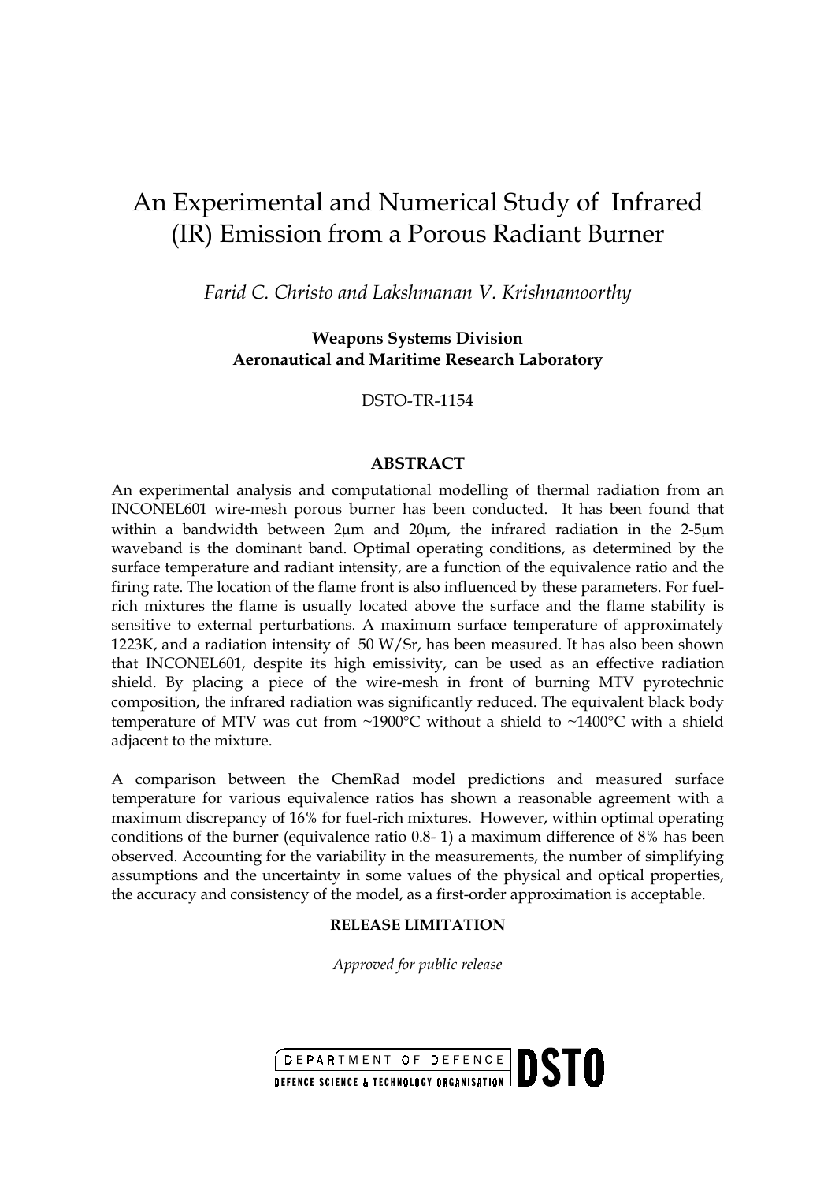# An Experimental and Numerical Study of Infrared (IR) Emission from a Porous Radiant Burner

*Farid C. Christo and Lakshmanan V. Krishnamoorthy*

**Weapons Systems Division**
**Aeronautical and Maritime Research Laboratory**

DSTO-TR-1154

## ABSTRACT

An experimental analysis and computational modelling of thermal radiation from an INCONEL601 wire-mesh porous burner has been conducted. It has been found that within a bandwidth between 2μm and 20μm, the infrared radiation in the 2-5μm waveband is the dominant band. Optimal operating conditions, as determined by the surface temperature and radiant intensity, are a function of the equivalence ratio and the firing rate. The location of the flame front is also influenced by these parameters. For fuel-rich mixtures the flame is usually located above the surface and the flame stability is sensitive to external perturbations. A maximum surface temperature of approximately 1223K, and a radiation intensity of 50 W/Sr, has been measured. It has also been shown that INCONEL601, despite its high emissivity, can be used as an effective radiation shield. By placing a piece of the wire-mesh in front of burning MTV pyrotechnic composition, the infrared radiation was significantly reduced. The equivalent black body temperature of MTV was cut from ~1900°C without a shield to ~1400°C with a shield adjacent to the mixture.

A comparison between the ChemRad model predictions and measured surface temperature for various equivalence ratios has shown a reasonable agreement with a maximum discrepancy of 16% for fuel-rich mixtures. However, within optimal operating conditions of the burner (equivalence ratio 0.8- 1) a maximum difference of 8% has been observed. Accounting for the variability in the measurements, the number of simplifying assumptions and the uncertainty in some values of the physical and optical properties, the accuracy and consistency of the model, as a first-order approximation is acceptable.

**RELEASE LIMITATION**

*Approved for public release*

DEPARTMENT OF DEFENCE
DEFENCE SCIENCE & TECHNOLOGY ORGANISATION
DSTO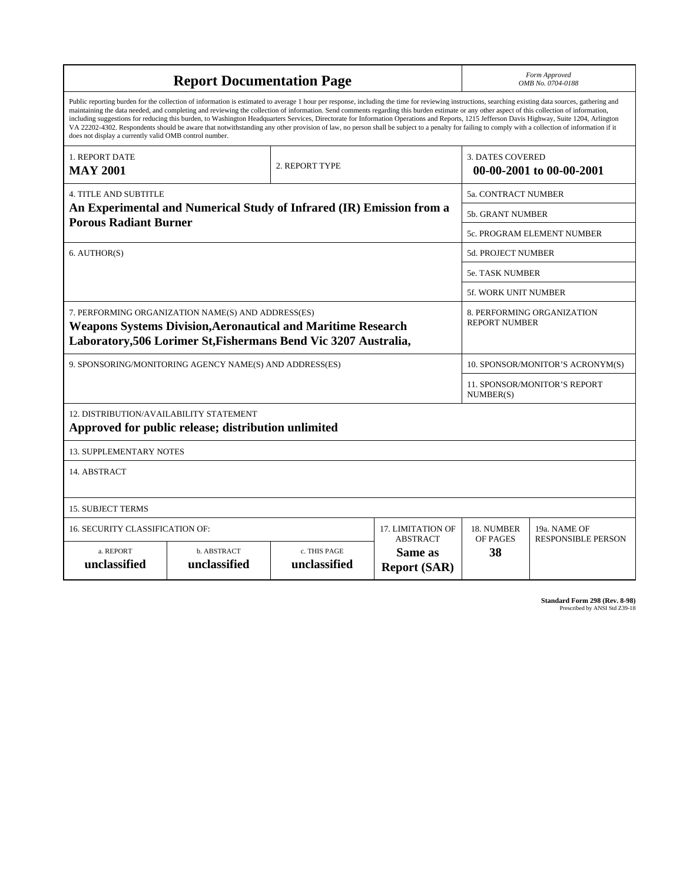# Report Documentation Page

*Form Approved*
*OMB No. 0704-0188*

Public reporting burden for the collection of information is estimated to average 1 hour per response, including the time for reviewing instructions, searching existing data sources, gathering and maintaining the data needed, and completing and reviewing the collection of information. Send comments regarding this burden estimate or any other aspect of this collection of information, including suggestions for reducing this burden, to Washington Headquarters Services, Directorate for Information Operations and Reports, 1215 Jefferson Davis Highway, Suite 1204, Arlington VA 22202-4302. Respondents should be aware that notwithstanding any other provision of law, no person shall be subject to a penalty for failing to comply with a collection of information if it does not display a currently valid OMB control number.

| | | |
|---|---|---|
| 1. REPORT DATE **MAY 2001** | 2. REPORT TYPE | 3. DATES COVERED **00-00-2001 to 00-00-2001** |

| | |
|---|---|
| 4. TITLE AND SUBTITLE **An Experimental and Numerical Study of Infrared (IR) Emission from a Porous Radiant Burner** | 5a. CONTRACT NUMBER |
| | 5b. GRANT NUMBER |
| | 5c. PROGRAM ELEMENT NUMBER |
| 6. AUTHOR(S) | 5d. PROJECT NUMBER |
| | 5e. TASK NUMBER |
| | 5f. WORK UNIT NUMBER |
| 7. PERFORMING ORGANIZATION NAME(S) AND ADDRESS(ES) **Weapons Systems Division,Aeronautical and Maritime Research Laboratory,506 Lorimer St,Fishermans Bend Vic 3207 Australia,** | 8. PERFORMING ORGANIZATION REPORT NUMBER |
| 9. SPONSORING/MONITORING AGENCY NAME(S) AND ADDRESS(ES) | 10. SPONSOR/MONITOR'S ACRONYM(S) |
| | 11. SPONSOR/MONITOR'S REPORT NUMBER(S) |

12. DISTRIBUTION/AVAILABILITY STATEMENT
**Approved for public release; distribution unlimited**

13. SUPPLEMENTARY NOTES

14. ABSTRACT

15. SUBJECT TERMS

| 16. SECURITY CLASSIFICATION OF: | | | 17. LIMITATION OF ABSTRACT | 18. NUMBER OF PAGES | 19a. NAME OF RESPONSIBLE PERSON |
|---|---|---|---|---|---|
| a. REPORT **unclassified** | b. ABSTRACT **unclassified** | c. THIS PAGE **unclassified** | **Same as Report (SAR)** | **38** | |

**Standard Form 298 (Rev. 8-98)**
Prescribed by ANSI Std Z39-18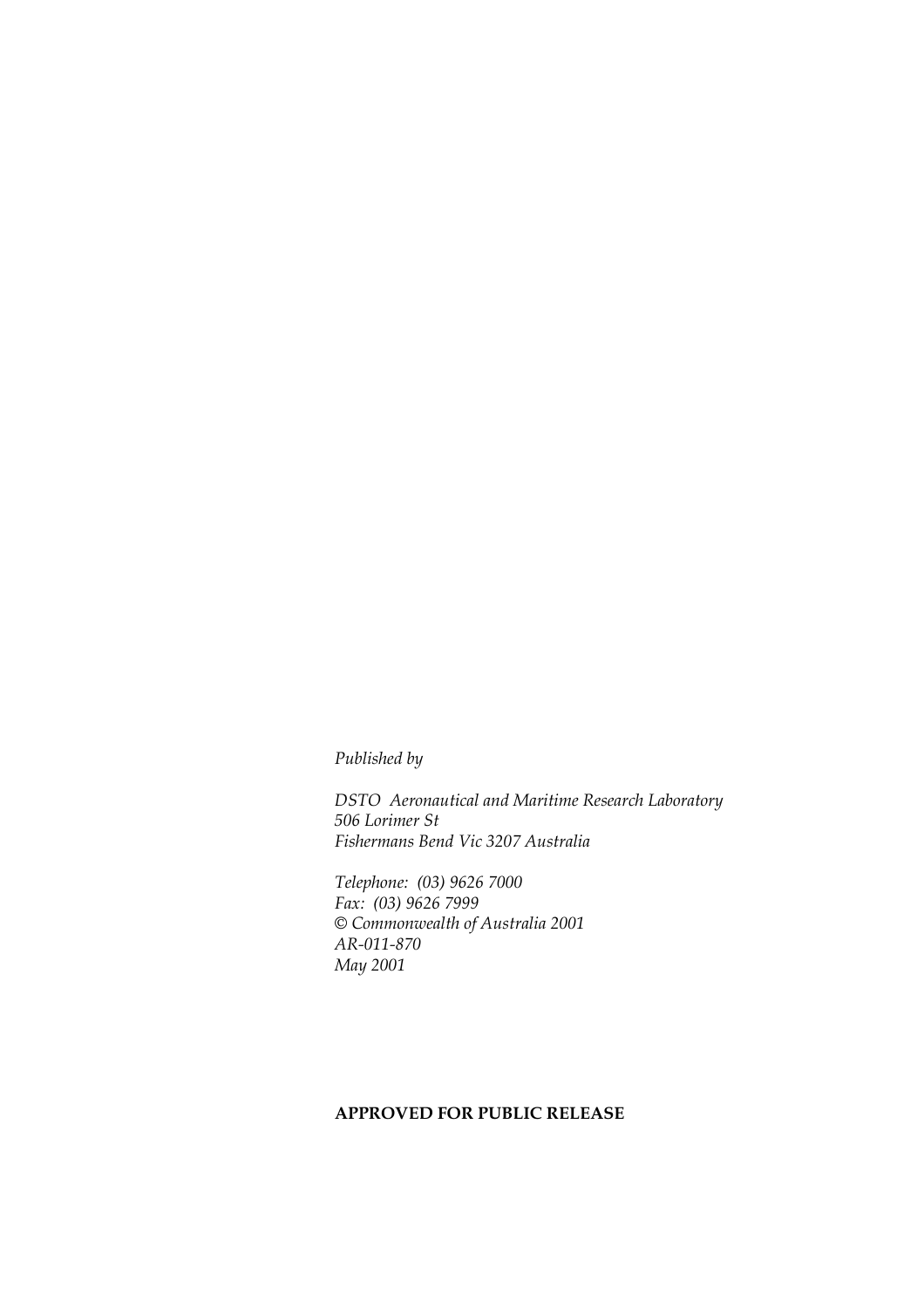*Published by*

*DSTO Aeronautical and Maritime Research Laboratory*
*506 Lorimer St*
*Fishermans Bend Vic 3207 Australia*

*Telephone: (03) 9626 7000*
*Fax: (03) 9626 7999*
*© Commonwealth of Australia 2001*
*AR-011-870*
*May 2001*

**APPROVED FOR PUBLIC RELEASE**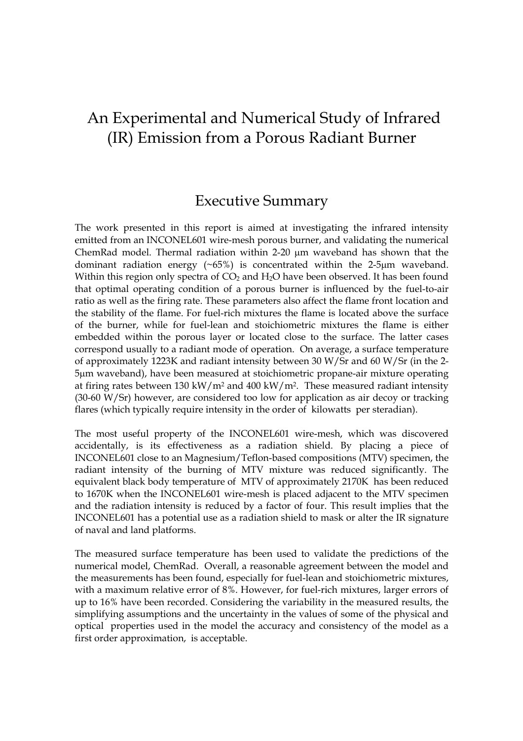# An Experimental and Numerical Study of Infrared (IR) Emission from a Porous Radiant Burner

## Executive Summary

The work presented in this report is aimed at investigating the infrared intensity emitted from an INCONEL601 wire-mesh porous burner, and validating the numerical ChemRad model. Thermal radiation within 2-20 μm waveband has shown that the dominant radiation energy (~65%) is concentrated within the 2-5μm waveband. Within this region only spectra of $CO_2$ and $H_2O$ have been observed. It has been found that optimal operating condition of a porous burner is influenced by the fuel-to-air ratio as well as the firing rate. These parameters also affect the flame front location and the stability of the flame. For fuel-rich mixtures the flame is located above the surface of the burner, while for fuel-lean and stoichiometric mixtures the flame is either embedded within the porous layer or located close to the surface. The latter cases correspond usually to a radiant mode of operation. On average, a surface temperature of approximately 1223K and radiant intensity between 30 W/Sr and 60 W/Sr (in the 2-5μm waveband), have been measured at stoichiometric propane-air mixture operating at firing rates between 130 kW/m$^2$ and 400 kW/m$^2$. These measured radiant intensity (30-60 W/Sr) however, are considered too low for application as air decoy or tracking flares (which typically require intensity in the order of kilowatts per steradian).

The most useful property of the INCONEL601 wire-mesh, which was discovered accidentally, is its effectiveness as a radiation shield. By placing a piece of INCONEL601 close to an Magnesium/Teflon-based compositions (MTV) specimen, the radiant intensity of the burning of MTV mixture was reduced significantly. The equivalent black body temperature of MTV of approximately 2170K has been reduced to 1670K when the INCONEL601 wire-mesh is placed adjacent to the MTV specimen and the radiation intensity is reduced by a factor of four. This result implies that the INCONEL601 has a potential use as a radiation shield to mask or alter the IR signature of naval and land platforms.

The measured surface temperature has been used to validate the predictions of the numerical model, ChemRad. Overall, a reasonable agreement between the model and the measurements has been found, especially for fuel-lean and stoichiometric mixtures, with a maximum relative error of 8%. However, for fuel-rich mixtures, larger errors of up to 16% have been recorded. Considering the variability in the measured results, the simplifying assumptions and the uncertainty in the values of some of the physical and optical properties used in the model the accuracy and consistency of the model as a first order approximation, is acceptable.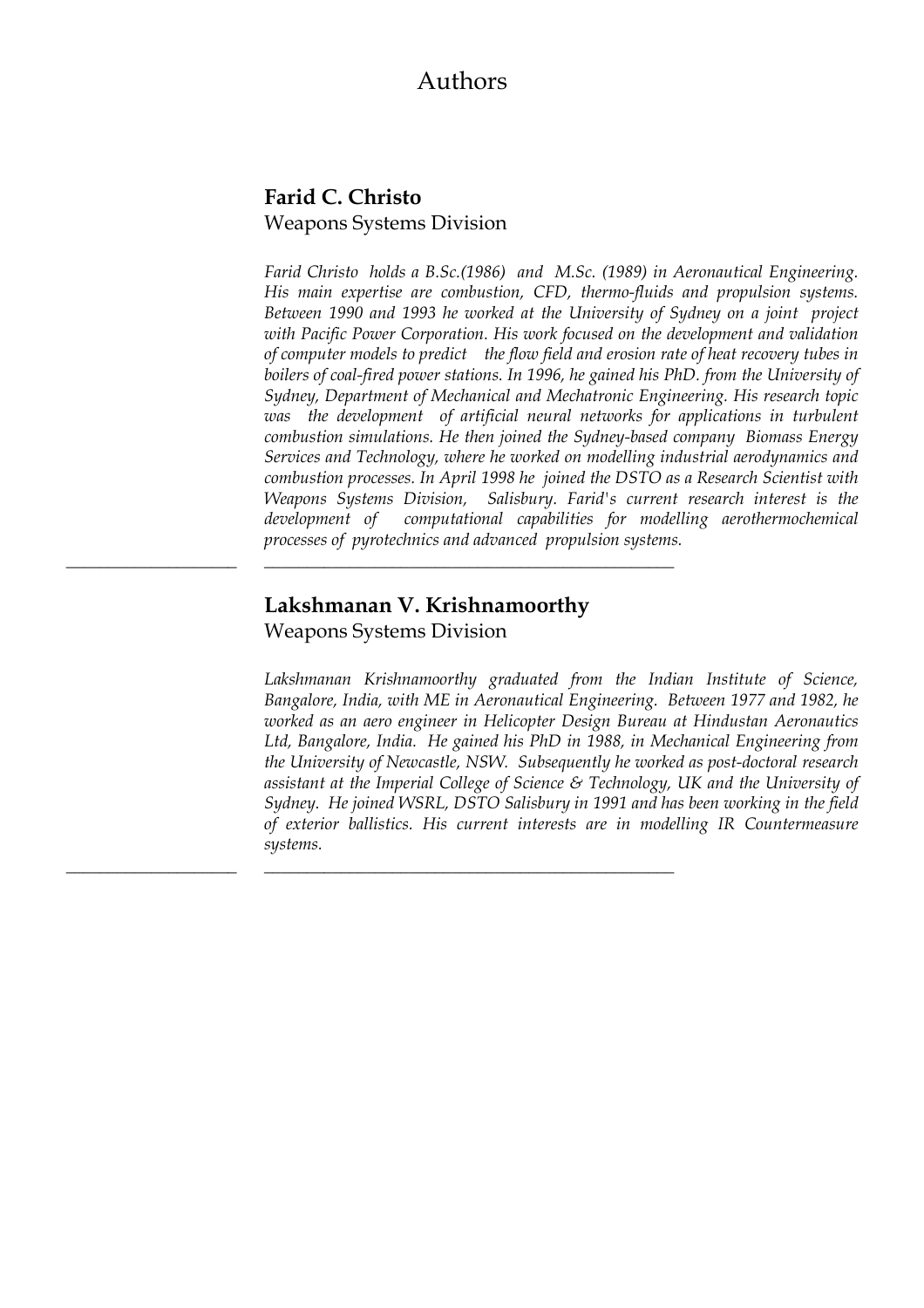# Authors

## Farid C. Christo
Weapons Systems Division

*Farid Christo holds a B.Sc.(1986) and M.Sc. (1989) in Aeronautical Engineering. His main expertise are combustion, CFD, thermo-fluids and propulsion systems. Between 1990 and 1993 he worked at the University of Sydney on a joint project with Pacific Power Corporation. His work focused on the development and validation of computer models to predict the flow field and erosion rate of heat recovery tubes in boilers of coal-fired power stations. In 1996, he gained his PhD. from the University of Sydney, Department of Mechanical and Mechatronic Engineering. His research topic was the development of artificial neural networks for applications in turbulent combustion simulations. He then joined the Sydney-based company Biomass Energy Services and Technology, where he worked on modelling industrial aerodynamics and combustion processes. In April 1998 he joined the DSTO as a Research Scientist with Weapons Systems Division, Salisbury. Farid's current research interest is the development of computational capabilities for modelling aerothermochemical processes of pyrotechnics and advanced propulsion systems.*

---

## Lakshmanan V. Krishnamoorthy
Weapons Systems Division

*Lakshmanan Krishnamoorthy graduated from the Indian Institute of Science, Bangalore, India, with ME in Aeronautical Engineering. Between 1977 and 1982, he worked as an aero engineer in Helicopter Design Bureau at Hindustan Aeronautics Ltd, Bangalore, India. He gained his PhD in 1988, in Mechanical Engineering from the University of Newcastle, NSW. Subsequently he worked as post-doctoral research assistant at the Imperial College of Science & Technology, UK and the University of Sydney. He joined WSRL, DSTO Salisbury in 1991 and has been working in the field of exterior ballistics. His current interests are in modelling IR Countermeasure systems.*

---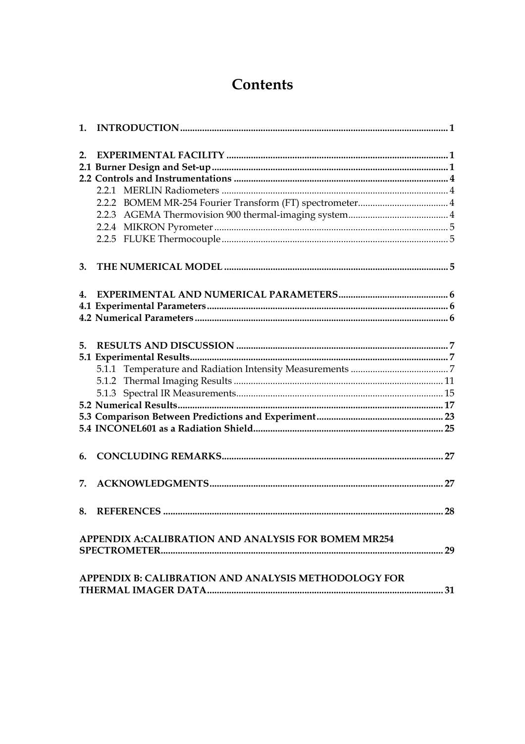# Contents

**1. INTRODUCTION** ........................................................................................................ **1**

**2. EXPERIMENTAL FACILITY** ..................................................................................... **1**
**2.1 Burner Design and Set-up** ........................................................................................ **1**
**2.2 Controls and Instrumentations** ............................................................................... **4**
- 2.2.1 MERLIN Radiometers ........................................................................................ 4
- 2.2.2 BOMEM MR-254 Fourier Transform (FT) spectrometer .................................. 4
- 2.2.3 AGEMA Thermovision 900 thermal-imaging system ...................................... 4
- 2.2.4 MIKRON Pyrometer ........................................................................................... 5
- 2.2.5 FLUKE Thermocouple ........................................................................................ 5

**3. THE NUMERICAL MODEL** ....................................................................................... **5**

**4. EXPERIMENTAL AND NUMERICAL PARAMETERS** ........................................... **6**
**4.1 Experimental Parameters** ........................................................................................ **6**
**4.2 Numerical Parameters** ............................................................................................. **6**

**5. RESULTS AND DISCUSSION** .................................................................................... **7**
**5.1 Experimental Results** ............................................................................................... **7**
- 5.1.1 Temperature and Radiation Intensity Measurements ....................................... 7
- 5.1.2 Thermal Imaging Results .................................................................................. 11
- 5.1.3 Spectral IR Measurements ................................................................................. 15

**5.2 Numerical Results** ................................................................................................... **17**
**5.3 Comparison Between Predictions and Experiment** ............................................... **23**
**5.4 INCONEL601 as a Radiation Shield** ........................................................................ **25**

**6. CONCLUDING REMARKS** ........................................................................................ **27**

**7. ACKNOWLEDGMENTS** ............................................................................................. **27**

**8. REFERENCES** ............................................................................................................... **28**

**APPENDIX A:CALIBRATION AND ANALYSIS FOR BOMEM MR254 SPECTROMETER** ................................................................................................................. **29**

**APPENDIX B: CALIBRATION AND ANALYSIS METHODOLOGY FOR THERMAL IMAGER DATA** ........................................................................................................... **31**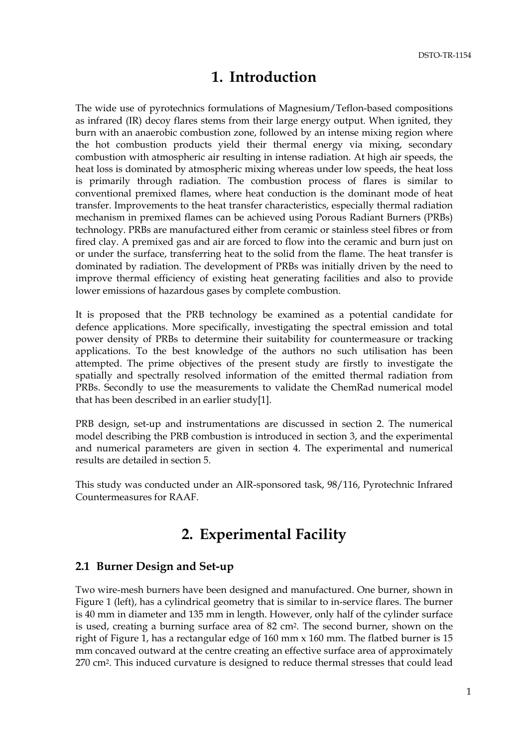# 1. Introduction

The wide use of pyrotechnics formulations of Magnesium/Teflon-based compositions as infrared (IR) decoy flares stems from their large energy output. When ignited, they burn with an anaerobic combustion zone, followed by an intense mixing region where the hot combustion products yield their thermal energy via mixing, secondary combustion with atmospheric air resulting in intense radiation. At high air speeds, the heat loss is dominated by atmospheric mixing whereas under low speeds, the heat loss is primarily through radiation. The combustion process of flares is similar to conventional premixed flames, where heat conduction is the dominant mode of heat transfer. Improvements to the heat transfer characteristics, especially thermal radiation mechanism in premixed flames can be achieved using Porous Radiant Burners (PRBs) technology. PRBs are manufactured either from ceramic or stainless steel fibres or from fired clay. A premixed gas and air are forced to flow into the ceramic and burn just on or under the surface, transferring heat to the solid from the flame. The heat transfer is dominated by radiation. The development of PRBs was initially driven by the need to improve thermal efficiency of existing heat generating facilities and also to provide lower emissions of hazardous gases by complete combustion.

It is proposed that the PRB technology be examined as a potential candidate for defence applications. More specifically, investigating the spectral emission and total power density of PRBs to determine their suitability for countermeasure or tracking applications. To the best knowledge of the authors no such utilisation has been attempted. The prime objectives of the present study are firstly to investigate the spatially and spectrally resolved information of the emitted thermal radiation from PRBs. Secondly to use the measurements to validate the ChemRad numerical model that has been described in an earlier study[1].

PRB design, set-up and instrumentations are discussed in section 2. The numerical model describing the PRB combustion is introduced in section 3, and the experimental and numerical parameters are given in section 4. The experimental and numerical results are detailed in section 5.

This study was conducted under an AIR-sponsored task, 98/116, Pyrotechnic Infrared Countermeasures for RAAF.

# 2. Experimental Facility

## 2.1 Burner Design and Set-up

Two wire-mesh burners have been designed and manufactured. One burner, shown in Figure 1 (left), has a cylindrical geometry that is similar to in-service flares. The burner is 40 mm in diameter and 135 mm in length. However, only half of the cylinder surface is used, creating a burning surface area of 82 cm$^2$. The second burner, shown on the right of Figure 1, has a rectangular edge of 160 mm x 160 mm. The flatbed burner is 15 mm concaved outward at the centre creating an effective surface area of approximately 270 cm$^2$. This induced curvature is designed to reduce thermal stresses that could lead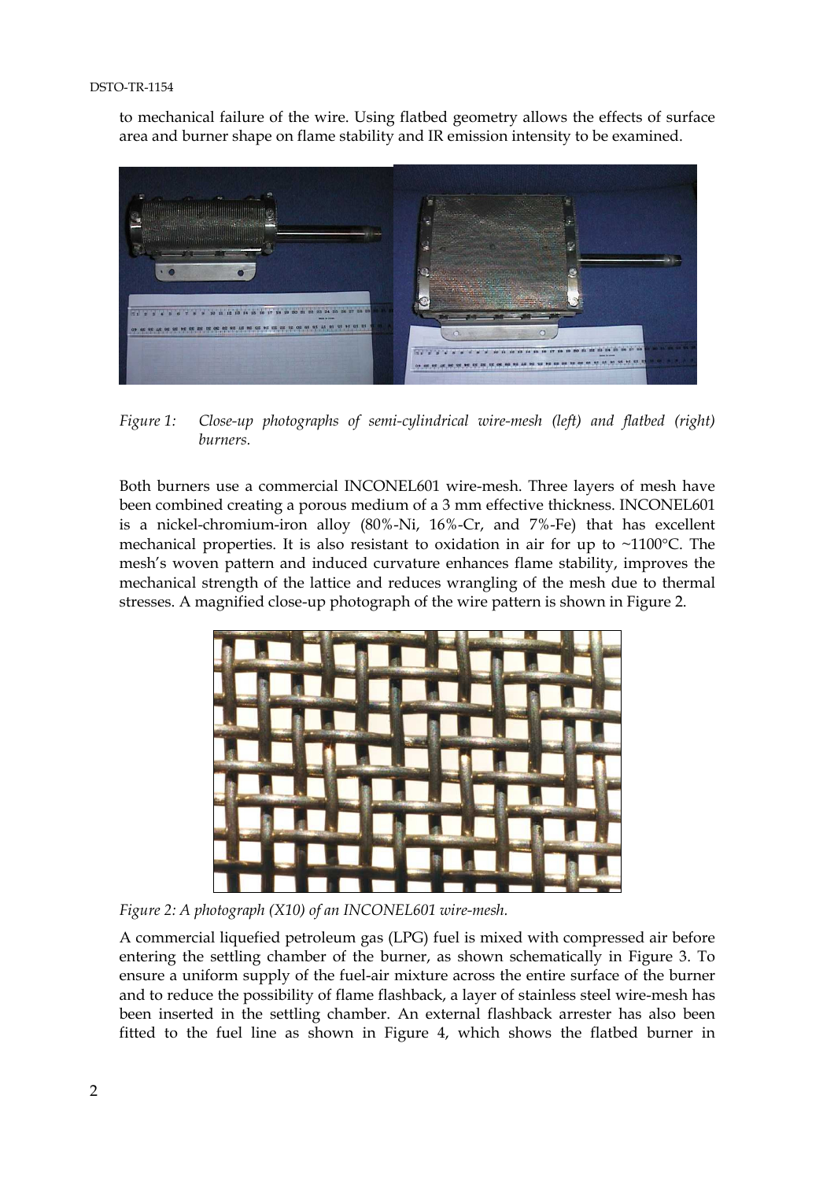to mechanical failure of the wire. Using flatbed geometry allows the effects of surface area and burner shape on flame stability and IR emission intensity to be examined.

*Figure 1: Close-up photographs of semi-cylindrical wire-mesh (left) and flatbed (right) burners.*

Both burners use a commercial INCONEL601 wire-mesh. Three layers of mesh have been combined creating a porous medium of a 3 mm effective thickness. INCONEL601 is a nickel-chromium-iron alloy (80%-Ni, 16%-Cr, and 7%-Fe) that has excellent mechanical properties. It is also resistant to oxidation in air for up to ~1100°C. The mesh's woven pattern and induced curvature enhances flame stability, improves the mechanical strength of the lattice and reduces wrangling of the mesh due to thermal stresses. A magnified close-up photograph of the wire pattern is shown in Figure 2.

*Figure 2: A photograph (X10) of an INCONEL601 wire-mesh.*

A commercial liquefied petroleum gas (LPG) fuel is mixed with compressed air before entering the settling chamber of the burner, as shown schematically in Figure 3. To ensure a uniform supply of the fuel-air mixture across the entire surface of the burner and to reduce the possibility of flame flashback, a layer of stainless steel wire-mesh has been inserted in the settling chamber. An external flashback arrester has also been fitted to the fuel line as shown in Figure 4, which shows the flatbed burner in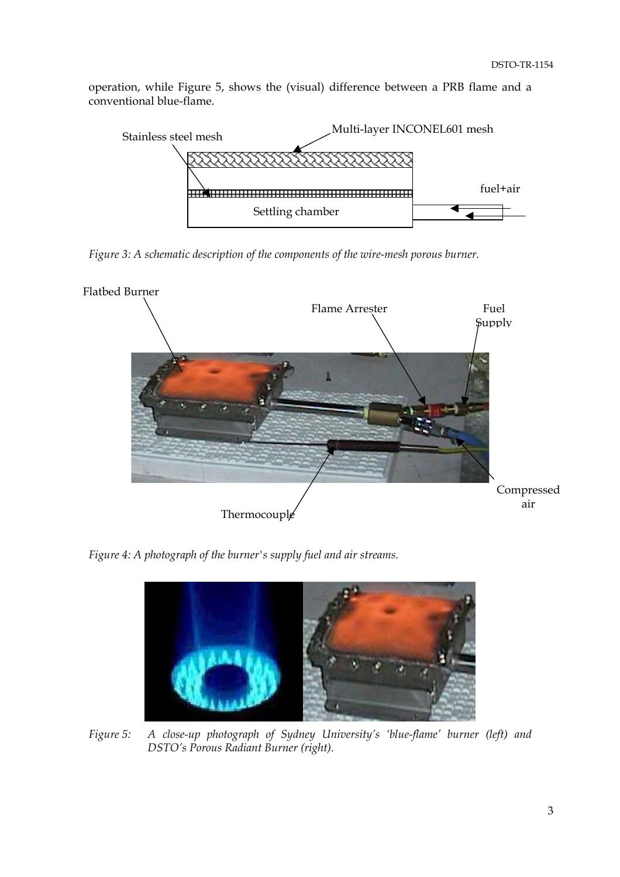operation, while Figure 5, shows the (visual) difference between a PRB flame and a conventional blue-flame.

Figure 3: A schematic description of the components of the wire-mesh porous burner.

Figure 4: A photograph of the burner's supply fuel and air streams.

Figure 5: A close-up photograph of Sydney University's 'blue-flame' burner (left) and DSTO's Porous Radiant Burner (right).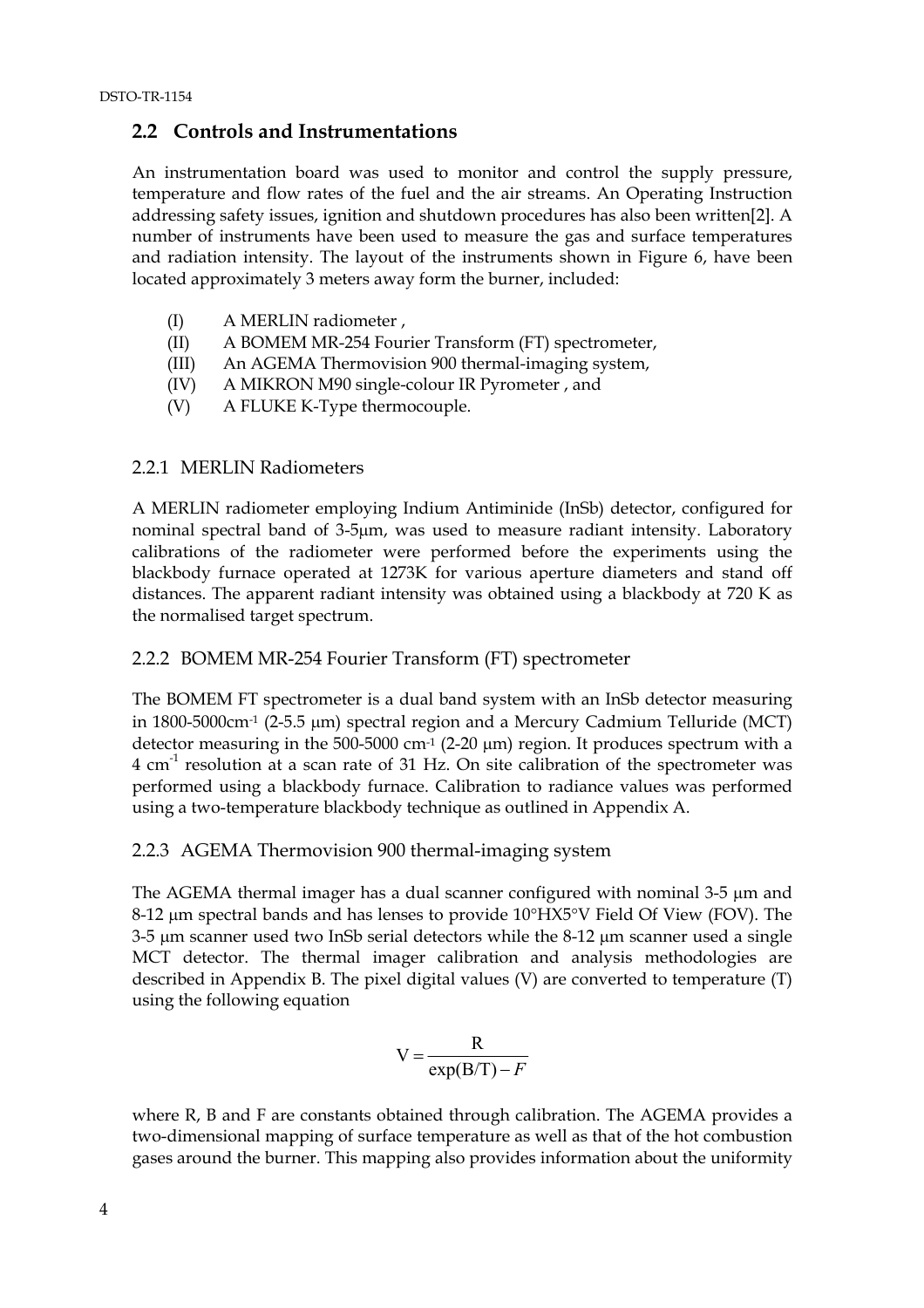## 2.2 Controls and Instrumentations

An instrumentation board was used to monitor and control the supply pressure, temperature and flow rates of the fuel and the air streams. An Operating Instruction addressing safety issues, ignition and shutdown procedures has also been written[2]. A number of instruments have been used to measure the gas and surface temperatures and radiation intensity. The layout of the instruments shown in Figure 6, have been located approximately 3 meters away form the burner, included:

(I) A MERLIN radiometer ,
(II) A BOMEM MR-254 Fourier Transform (FT) spectrometer,
(III) An AGEMA Thermovision 900 thermal-imaging system,
(IV) A MIKRON M90 single-colour IR Pyrometer , and
(V) A FLUKE K-Type thermocouple.

### 2.2.1 MERLIN Radiometers

A MERLIN radiometer employing Indium Antiminide (InSb) detector, configured for nominal spectral band of 3-5μm, was used to measure radiant intensity. Laboratory calibrations of the radiometer were performed before the experiments using the blackbody furnace operated at 1273K for various aperture diameters and stand off distances. The apparent radiant intensity was obtained using a blackbody at 720 K as the normalised target spectrum.

### 2.2.2 BOMEM MR-254 Fourier Transform (FT) spectrometer

The BOMEM FT spectrometer is a dual band system with an InSb detector measuring in 1800-5000cm$^{-1}$ (2-5.5 μm) spectral region and a Mercury Cadmium Telluride (MCT) detector measuring in the 500-5000 cm$^{-1}$ (2-20 μm) region. It produces spectrum with a 4 cm$^{-1}$ resolution at a scan rate of 31 Hz. On site calibration of the spectrometer was performed using a blackbody furnace. Calibration to radiance values was performed using a two-temperature blackbody technique as outlined in Appendix A.

### 2.2.3 AGEMA Thermovision 900 thermal-imaging system

The AGEMA thermal imager has a dual scanner configured with nominal 3-5 μm and 8-12 μm spectral bands and has lenses to provide 10°HX5°V Field Of View (FOV). The 3-5 μm scanner used two InSb serial detectors while the 8-12 μm scanner used a single MCT detector. The thermal imager calibration and analysis methodologies are described in Appendix B. The pixel digital values (V) are converted to temperature (T) using the following equation

$$V = \frac{R}{\exp(B/T) - F}$$

where R, B and F are constants obtained through calibration. The AGEMA provides a two-dimensional mapping of surface temperature as well as that of the hot combustion gases around the burner. This mapping also provides information about the uniformity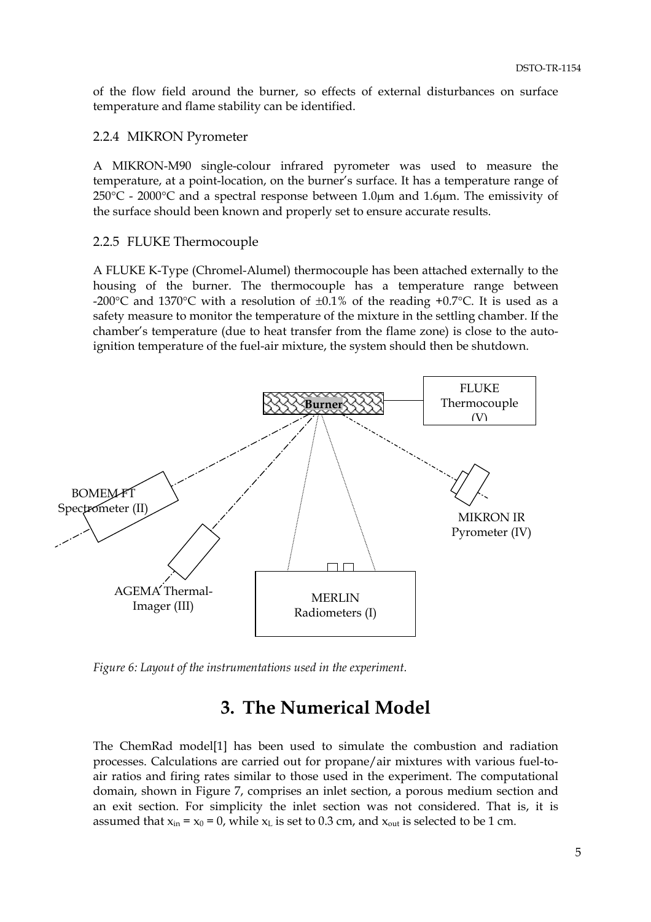of the flow field around the burner, so effects of external disturbances on surface temperature and flame stability can be identified.

### 2.2.4 MIKRON Pyrometer

A MIKRON-M90 single-colour infrared pyrometer was used to measure the temperature, at a point-location, on the burner's surface. It has a temperature range of 250°C - 2000°C and a spectral response between 1.0μm and 1.6μm. The emissivity of the surface should been known and properly set to ensure accurate results.

### 2.2.5 FLUKE Thermocouple

A FLUKE K-Type (Chromel-Alumel) thermocouple has been attached externally to the housing of the burner. The thermocouple has a temperature range between -200°C and 1370°C with a resolution of ±0.1% of the reading +0.7°C. It is used as a safety measure to monitor the temperature of the mixture in the settling chamber. If the chamber's temperature (due to heat transfer from the flame zone) is close to the auto-ignition temperature of the fuel-air mixture, the system should then be shutdown.

Burner

FLUKE Thermocouple (V)

BOMEM FT Spectrometer (II)

MIKRON IR Pyrometer (IV)

AGEMA Thermal-Imager (III)

MERLIN Radiometers (I)

*Figure 6: Layout of the instrumentations used in the experiment.*

## 3. The Numerical Model

The ChemRad model[1] has been used to simulate the combustion and radiation processes. Calculations are carried out for propane/air mixtures with various fuel-to-air ratios and firing rates similar to those used in the experiment. The computational domain, shown in Figure 7, comprises an inlet section, a porous medium section and an exit section. For simplicity the inlet section was not considered. That is, it is assumed that $x_{in} = x_0 = 0$, while $x_L$ is set to 0.3 cm, and $x_{out}$ is selected to be 1 cm.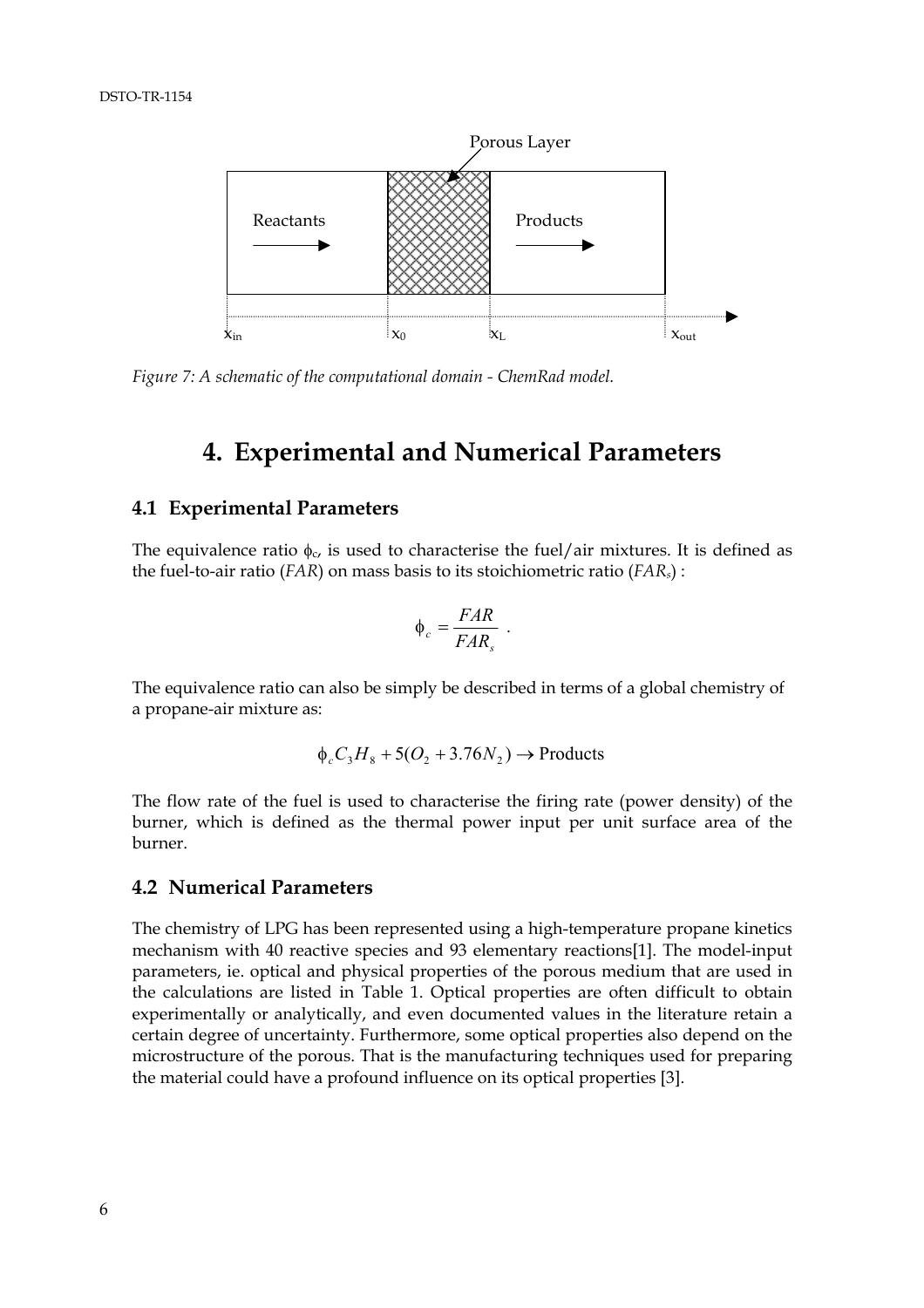Porous Layer

Reactants → Porous Layer → Products

$x_{in}$ $x_0$ $x_L$ $x_{out}$

*Figure 7: A schematic of the computational domain - ChemRad model.*

# 4. Experimental and Numerical Parameters

## 4.1 Experimental Parameters

The equivalence ratio $\phi_c$, is used to characterise the fuel/air mixtures. It is defined as the fuel-to-air ratio (*FAR*) on mass basis to its stoichiometric ratio (*FAR$_s$*) :

$$\phi_c = \frac{FAR}{FAR_s} \ .$$

The equivalence ratio can also be simply be described in terms of a global chemistry of a propane-air mixture as:

$$\phi_c C_3 H_8 + 5(O_2 + 3.76 N_2) \rightarrow \text{Products}$$

The flow rate of the fuel is used to characterise the firing rate (power density) of the burner, which is defined as the thermal power input per unit surface area of the burner.

## 4.2 Numerical Parameters

The chemistry of LPG has been represented using a high-temperature propane kinetics mechanism with 40 reactive species and 93 elementary reactions[1]. The model-input parameters, ie. optical and physical properties of the porous medium that are used in the calculations are listed in Table 1. Optical properties are often difficult to obtain experimentally or analytically, and even documented values in the literature retain a certain degree of uncertainty. Furthermore, some optical properties also depend on the microstructure of the porous. That is the manufacturing techniques used for preparing the material could have a profound influence on its optical properties [3].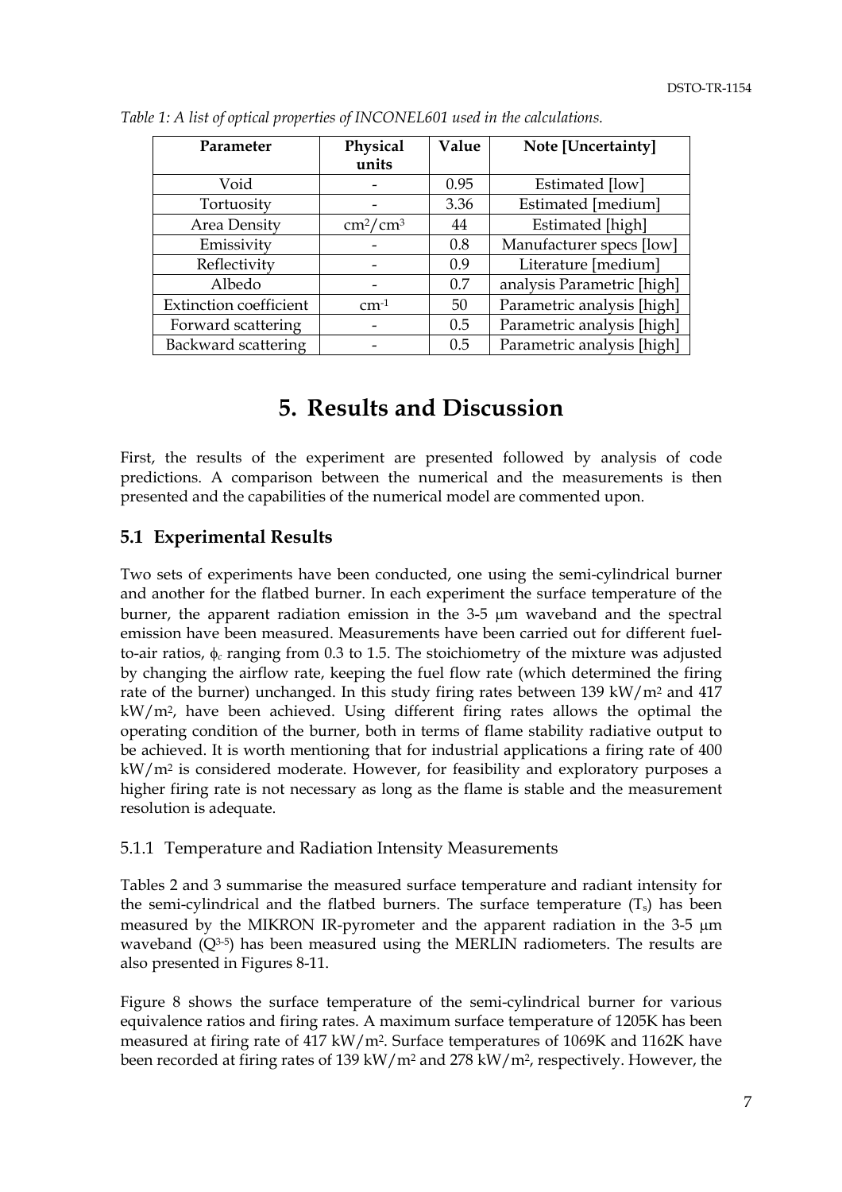*Table 1: A list of optical properties of INCONEL601 used in the calculations.*

| Parameter | Physical units | Value | Note [Uncertainty] |
|---|---|---|---|
| Void | - | 0.95 | Estimated [low] |
| Tortuosity | - | 3.36 | Estimated [medium] |
| Area Density | $cm^2/cm^3$ | 44 | Estimated [high] |
| Emissivity | - | 0.8 | Manufacturer specs [low] |
| Reflectivity | - | 0.9 | Literature [medium] |
| Albedo | - | 0.7 | analysis Parametric [high] |
| Extinction coefficient | $cm^{-1}$ | 50 | Parametric analysis [high] |
| Forward scattering | - | 0.5 | Parametric analysis [high] |
| Backward scattering | - | 0.5 | Parametric analysis [high] |

# 5. Results and Discussion

First, the results of the experiment are presented followed by analysis of code predictions. A comparison between the numerical and the measurements is then presented and the capabilities of the numerical model are commented upon.

## 5.1 Experimental Results

Two sets of experiments have been conducted, one using the semi-cylindrical burner and another for the flatbed burner. In each experiment the surface temperature of the burner, the apparent radiation emission in the 3-5 μm waveband and the spectral emission have been measured. Measurements have been carried out for different fuel-to-air ratios, $\phi_c$ ranging from 0.3 to 1.5. The stoichiometry of the mixture was adjusted by changing the airflow rate, keeping the fuel flow rate (which determined the firing rate of the burner) unchanged. In this study firing rates between 139 $kW/m^2$ and 417 $kW/m^2$, have been achieved. Using different firing rates allows the optimal the operating condition of the burner, both in terms of flame stability radiative output to be achieved. It is worth mentioning that for industrial applications a firing rate of 400 $kW/m^2$ is considered moderate. However, for feasibility and exploratory purposes a higher firing rate is not necessary as long as the flame is stable and the measurement resolution is adequate.

### 5.1.1 Temperature and Radiation Intensity Measurements

Tables 2 and 3 summarise the measured surface temperature and radiant intensity for the semi-cylindrical and the flatbed burners. The surface temperature ($T_s$) has been measured by the MIKRON IR-pyrometer and the apparent radiation in the 3-5 μm waveband ($Q^{3\text{-}5}$) has been measured using the MERLIN radiometers. The results are also presented in Figures 8-11.

Figure 8 shows the surface temperature of the semi-cylindrical burner for various equivalence ratios and firing rates. A maximum surface temperature of 1205K has been measured at firing rate of 417 $kW/m^2$. Surface temperatures of 1069K and 1162K have been recorded at firing rates of 139 $kW/m^2$ and 278 $kW/m^2$, respectively. However, the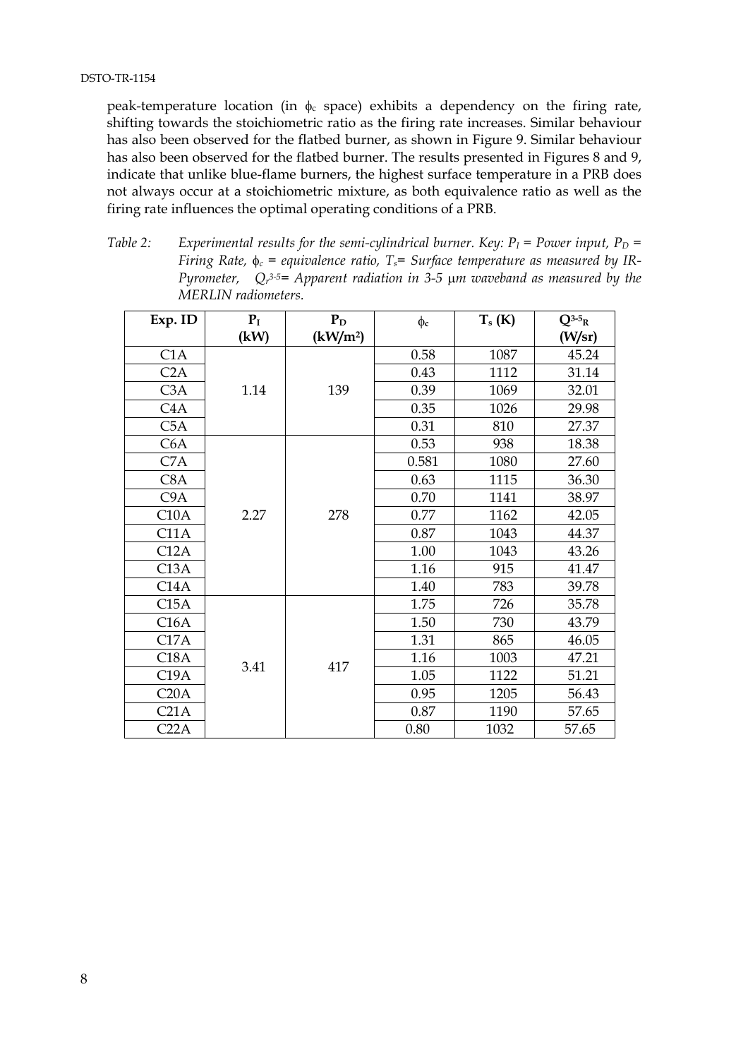peak-temperature location (in $\phi_c$ space) exhibits a dependency on the firing rate, shifting towards the stoichiometric ratio as the firing rate increases. Similar behaviour has also been observed for the flatbed burner, as shown in Figure 9. Similar behaviour has also been observed for the flatbed burner. The results presented in Figures 8 and 9, indicate that unlike blue-flame burners, the highest surface temperature in a PRB does not always occur at a stoichiometric mixture, as both equivalence ratio as well as the firing rate influences the optimal operating conditions of a PRB.

*Table 2: Experimental results for the semi-cylindrical burner. Key: $P_I$ = Power input, $P_D$ = Firing Rate, $\phi_c$ = equivalence ratio, $T_s$= Surface temperature as measured by IR-Pyrometer, $Q_r^{3\text{-}5}$= Apparent radiation in 3-5 μm waveband as measured by the MERLIN radiometers.*

| Exp. ID | $P_I$ (kW) | $P_D$ (kW/m²) | $\phi_c$ | $T_s$ (K) | $Q^{3\text{-}5}_R$ (W/sr) |
|---|---|---|---|---|---|
| C1A | 1.14 | 139 | 0.58 | 1087 | 45.24 |
| C2A | | | 0.43 | 1112 | 31.14 |
| C3A | | | 0.39 | 1069 | 32.01 |
| C4A | | | 0.35 | 1026 | 29.98 |
| C5A | | | 0.31 | 810 | 27.37 |
| C6A | 2.27 | 278 | 0.53 | 938 | 18.38 |
| C7A | | | 0.581 | 1080 | 27.60 |
| C8A | | | 0.63 | 1115 | 36.30 |
| C9A | | | 0.70 | 1141 | 38.97 |
| C10A | | | 0.77 | 1162 | 42.05 |
| C11A | | | 0.87 | 1043 | 44.37 |
| C12A | | | 1.00 | 1043 | 43.26 |
| C13A | | | 1.16 | 915 | 41.47 |
| C14A | | | 1.40 | 783 | 39.78 |
| C15A | 3.41 | 417 | 1.75 | 726 | 35.78 |
| C16A | | | 1.50 | 730 | 43.79 |
| C17A | | | 1.31 | 865 | 46.05 |
| C18A | | | 1.16 | 1003 | 47.21 |
| C19A | | | 1.05 | 1122 | 51.21 |
| C20A | | | 0.95 | 1205 | 56.43 |
| C21A | | | 0.87 | 1190 | 57.65 |
| C22A | | | 0.80 | 1032 | 57.65 |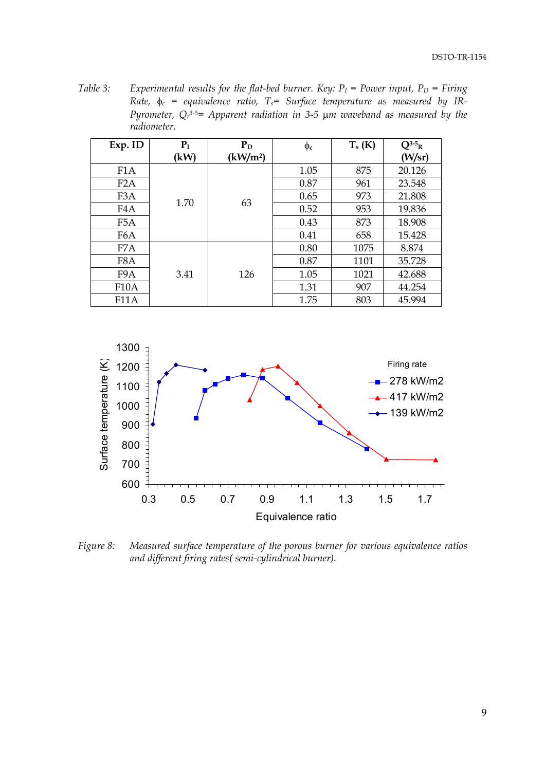*Table 3: Experimental results for the flat-bed burner. Key: $P_I$ = Power input, $P_D$ = Firing Rate, $\phi_c$ = equivalence ratio, $T_s$= Surface temperature as measured by IR-Pyrometer, $Q_r^{3\text{-}5}$= Apparent radiation in 3-5 μm waveband as measured by the radiometer.*

| Exp. ID | $P_I$ (kW) | $P_D$ (kW/m²) | $\phi_c$ | $T_s$ (K) | $Q^{3\text{-}5}_R$ (W/sr) |
|---|---|---|---|---|---|
| F1A | 1.70 | 63 | 1.05 | 875 | 20.126 |
| F2A | | | 0.87 | 961 | 23.548 |
| F3A | | | 0.65 | 973 | 21.808 |
| F4A | | | 0.52 | 953 | 19.836 |
| F5A | | | 0.43 | 873 | 18.908 |
| F6A | | | 0.41 | 658 | 15.428 |
| F7A | 3.41 | 126 | 0.80 | 1075 | 8.874 |
| F8A | | | 0.87 | 1101 | 35.728 |
| F9A | | | 1.05 | 1021 | 42.688 |
| F10A | | | 1.31 | 907 | 44.254 |
| F11A | | | 1.75 | 803 | 45.994 |

*Figure 8: Measured surface temperature of the porous burner for various equivalence ratios and different firing rates( semi-cylindrical burner).*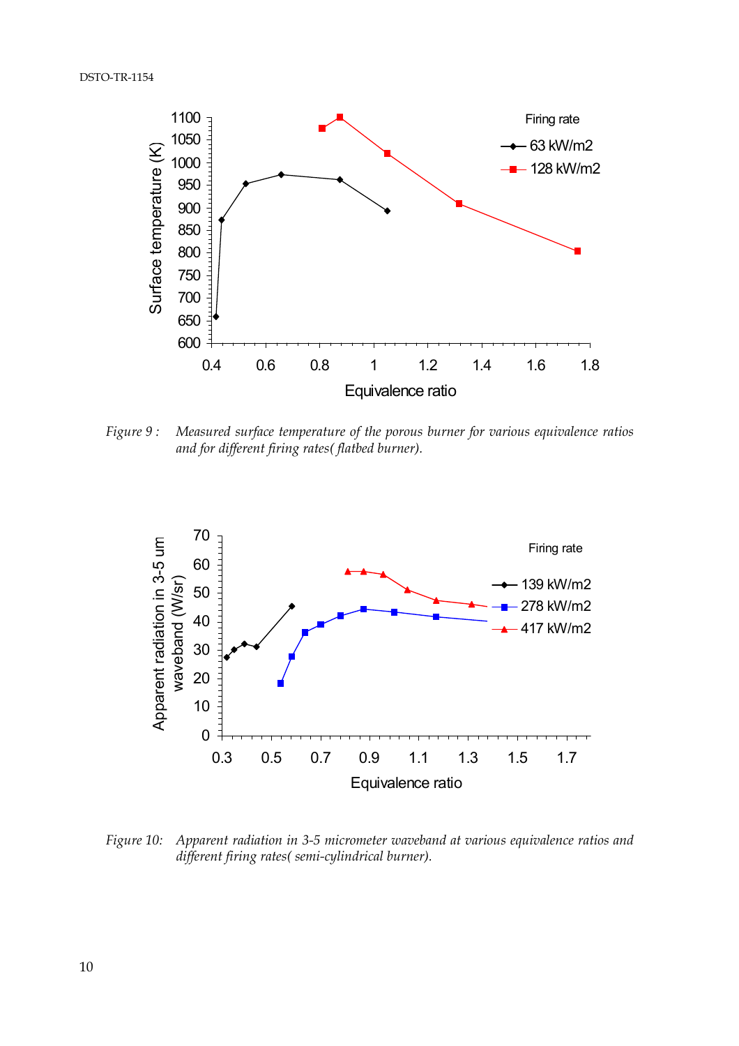*Figure 9 : Measured surface temperature of the porous burner for various equivalence ratios and for different firing rates( flatbed burner).*

*Figure 10: Apparent radiation in 3-5 micrometer waveband at various equivalence ratios and different firing rates( semi-cylindrical burner).*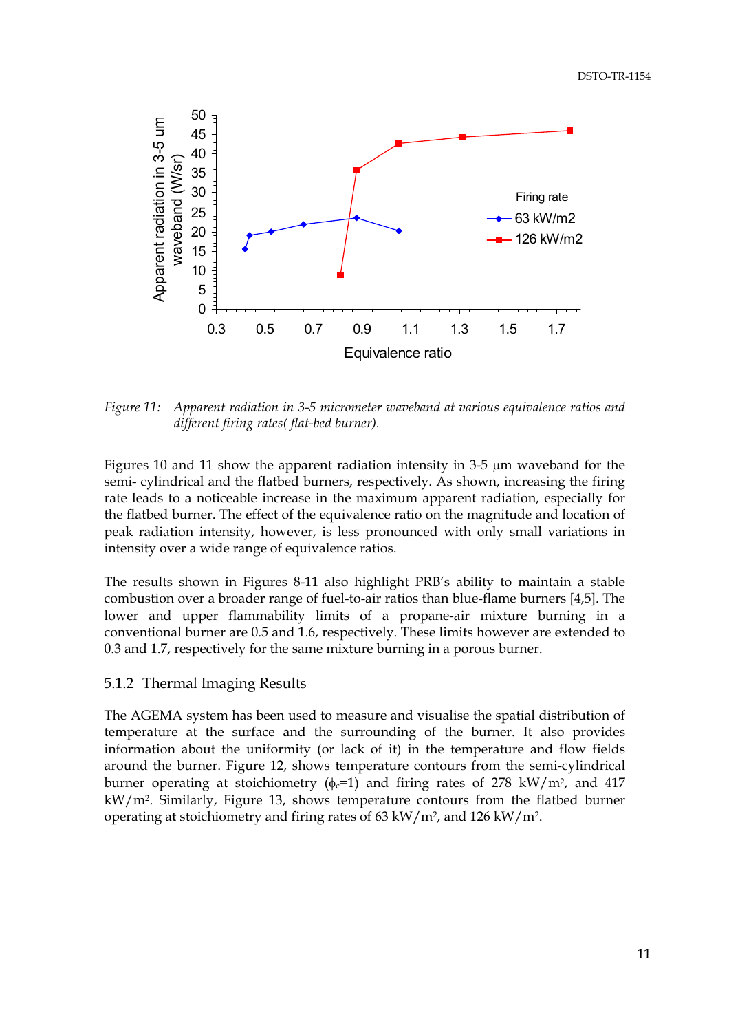*Figure 11: Apparent radiation in 3-5 micrometer waveband at various equivalence ratios and different firing rates( flat-bed burner).*

Figures 10 and 11 show the apparent radiation intensity in 3-5 μm waveband for the semi- cylindrical and the flatbed burners, respectively. As shown, increasing the firing rate leads to a noticeable increase in the maximum apparent radiation, especially for the flatbed burner. The effect of the equivalence ratio on the magnitude and location of peak radiation intensity, however, is less pronounced with only small variations in intensity over a wide range of equivalence ratios.

The results shown in Figures 8-11 also highlight PRB's ability to maintain a stable combustion over a broader range of fuel-to-air ratios than blue-flame burners [4,5]. The lower and upper flammability limits of a propane-air mixture burning in a conventional burner are 0.5 and 1.6, respectively. These limits however are extended to 0.3 and 1.7, respectively for the same mixture burning in a porous burner.

### 5.1.2 Thermal Imaging Results

The AGEMA system has been used to measure and visualise the spatial distribution of temperature at the surface and the surrounding of the burner. It also provides information about the uniformity (or lack of it) in the temperature and flow fields around the burner. Figure 12, shows temperature contours from the semi-cylindrical burner operating at stoichiometry ($\phi_c$=1) and firing rates of 278 kW/m$^2$, and 417 kW/m$^2$. Similarly, Figure 13, shows temperature contours from the flatbed burner operating at stoichiometry and firing rates of 63 kW/m$^2$, and 126 kW/m$^2$.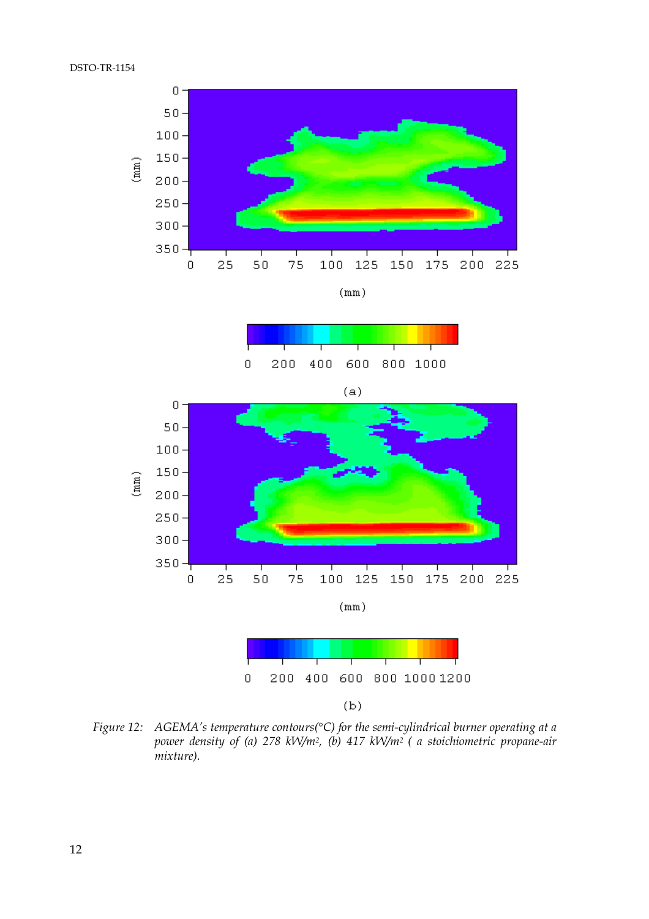Figure 12: *AGEMA's temperature contours(°C) for the semi-cylindrical burner operating at a power density of (a) 278 kW/m², (b) 417 kW/m² ( a stoichiometric propane-air mixture).*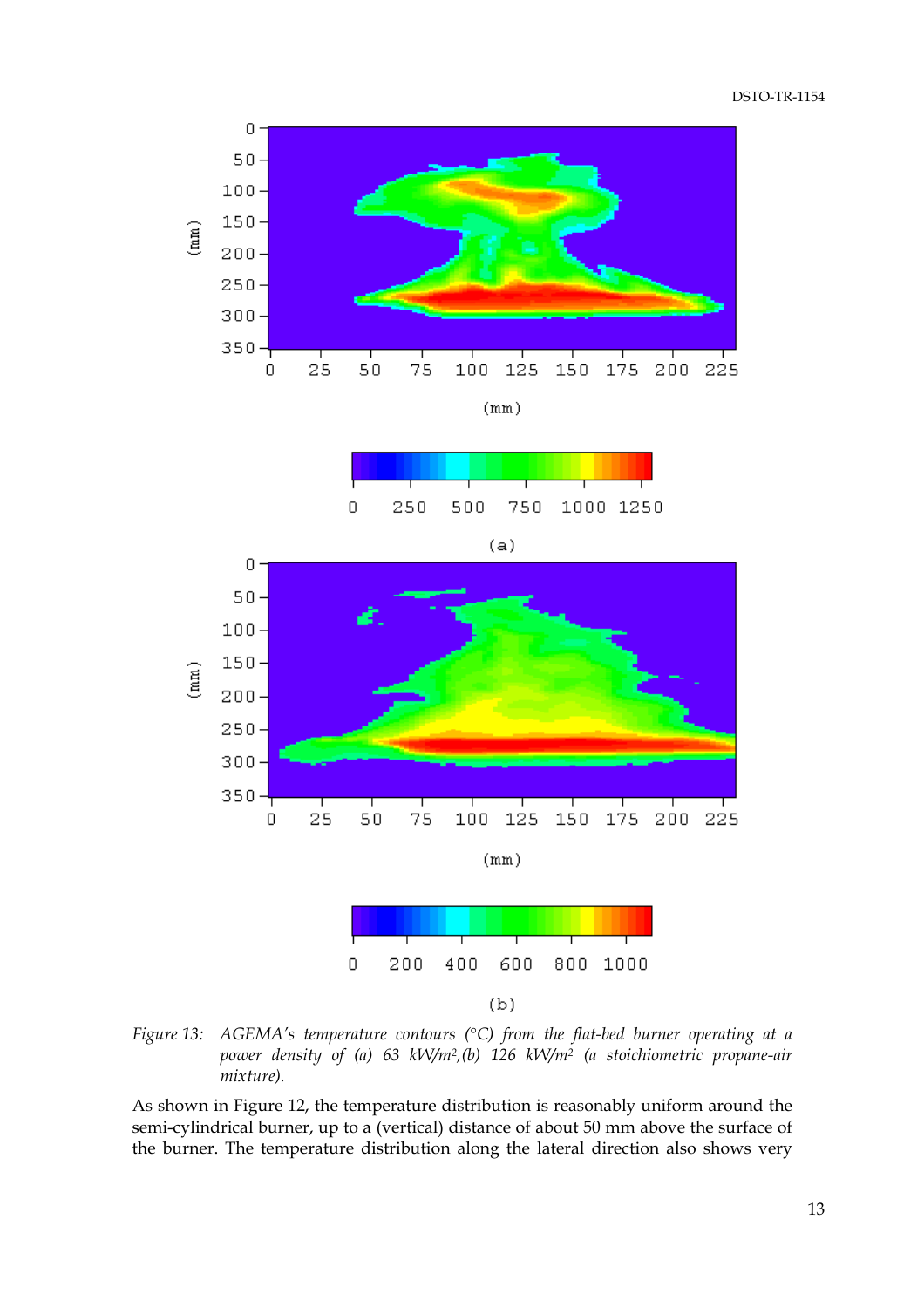*Figure 13: AGEMA's temperature contours (°C) from the flat-bed burner operating at a power density of (a) 63 kW/m²,(b) 126 kW/m² (a stoichiometric propane-air mixture).*

As shown in Figure 12, the temperature distribution is reasonably uniform around the semi-cylindrical burner, up to a (vertical) distance of about 50 mm above the surface of the burner. The temperature distribution along the lateral direction also shows very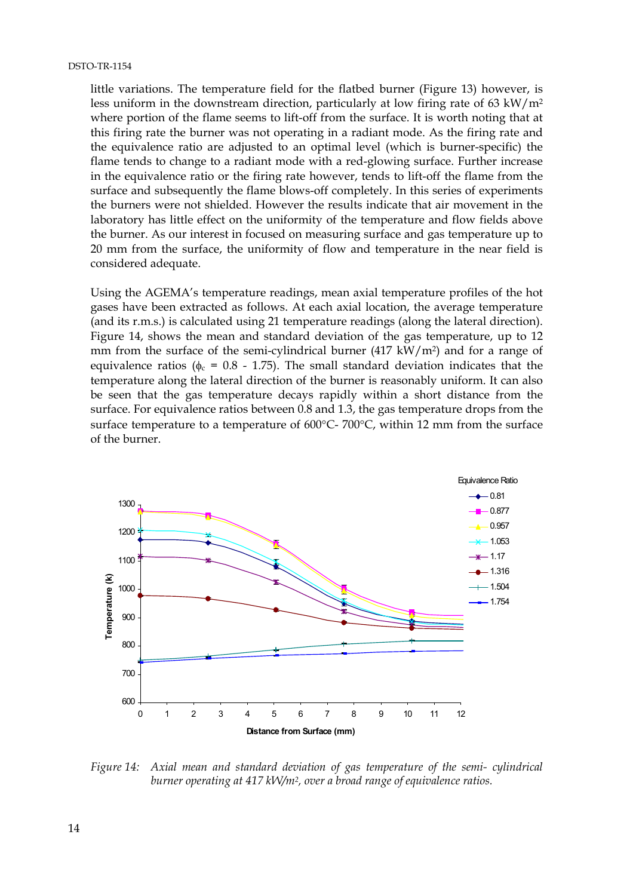little variations. The temperature field for the flatbed burner (Figure 13) however, is less uniform in the downstream direction, particularly at low firing rate of 63 kW/m$^2$ where portion of the flame seems to lift-off from the surface. It is worth noting that at this firing rate the burner was not operating in a radiant mode. As the firing rate and the equivalence ratio are adjusted to an optimal level (which is burner-specific) the flame tends to change to a radiant mode with a red-glowing surface. Further increase in the equivalence ratio or the firing rate however, tends to lift-off the flame from the surface and subsequently the flame blows-off completely. In this series of experiments the burners were not shielded. However the results indicate that air movement in the laboratory has little effect on the uniformity of the temperature and flow fields above the burner. As our interest in focused on measuring surface and gas temperature up to 20 mm from the surface, the uniformity of flow and temperature in the near field is considered adequate.

Using the AGEMA's temperature readings, mean axial temperature profiles of the hot gases have been extracted as follows. At each axial location, the average temperature (and its r.m.s.) is calculated using 21 temperature readings (along the lateral direction). Figure 14, shows the mean and standard deviation of the gas temperature, up to 12 mm from the surface of the semi-cylindrical burner (417 kW/m$^2$) and for a range of equivalence ratios ($\phi_c$ = 0.8 - 1.75). The small standard deviation indicates that the temperature along the lateral direction of the burner is reasonably uniform. It can also be seen that the gas temperature decays rapidly within a short distance from the surface. For equivalence ratios between 0.8 and 1.3, the gas temperature drops from the surface temperature to a temperature of 600°C- 700°C, within 12 mm from the surface of the burner.

*Figure 14: Axial mean and standard deviation of gas temperature of the semi- cylindrical burner operating at 417 kW/m$^2$, over a broad range of equivalence ratios.*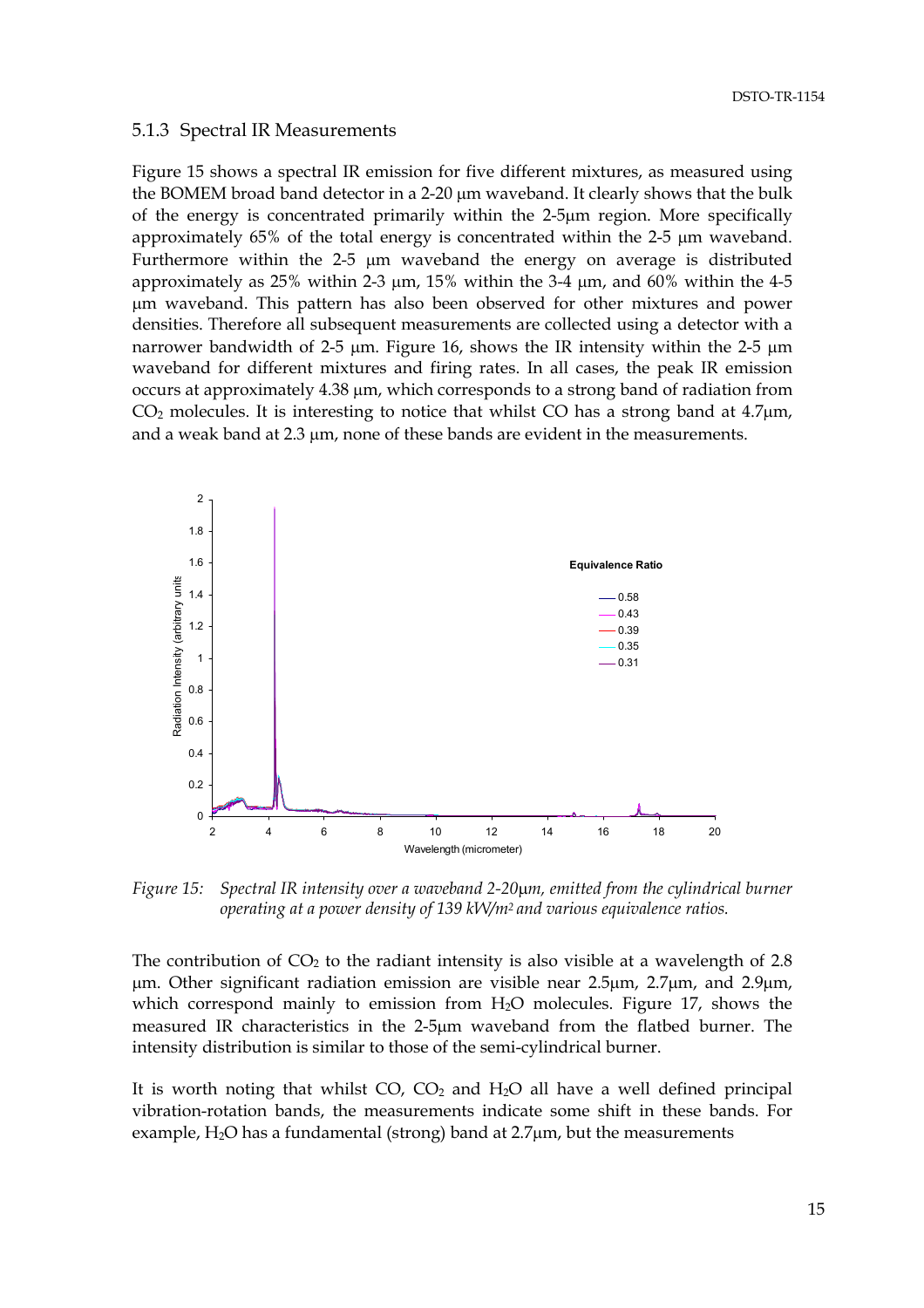### 5.1.3 Spectral IR Measurements

Figure 15 shows a spectral IR emission for five different mixtures, as measured using the BOMEM broad band detector in a 2-20 μm waveband. It clearly shows that the bulk of the energy is concentrated primarily within the 2-5μm region. More specifically approximately 65% of the total energy is concentrated within the 2-5 μm waveband. Furthermore within the 2-5 μm waveband the energy on average is distributed approximately as 25% within 2-3 μm, 15% within the 3-4 μm, and 60% within the 4-5 μm waveband. This pattern has also been observed for other mixtures and power densities. Therefore all subsequent measurements are collected using a detector with a narrower bandwidth of 2-5 μm. Figure 16, shows the IR intensity within the 2-5 μm waveband for different mixtures and firing rates. In all cases, the peak IR emission occurs at approximately 4.38 μm, which corresponds to a strong band of radiation from $CO_2$ molecules. It is interesting to notice that whilst CO has a strong band at 4.7μm, and a weak band at 2.3 μm, none of these bands are evident in the measurements.

*Figure 15: Spectral IR intensity over a waveband 2-20μm, emitted from the cylindrical burner operating at a power density of 139 kW/m² and various equivalence ratios.*

The contribution of $CO_2$ to the radiant intensity is also visible at a wavelength of 2.8 μm. Other significant radiation emission are visible near 2.5μm, 2.7μm, and 2.9μm, which correspond mainly to emission from $H_2O$ molecules. Figure 17, shows the measured IR characteristics in the 2-5μm waveband from the flatbed burner. The intensity distribution is similar to those of the semi-cylindrical burner.

It is worth noting that whilst CO, $CO_2$ and $H_2O$ all have a well defined principal vibration-rotation bands, the measurements indicate some shift in these bands. For example, $H_2O$ has a fundamental (strong) band at 2.7μm, but the measurements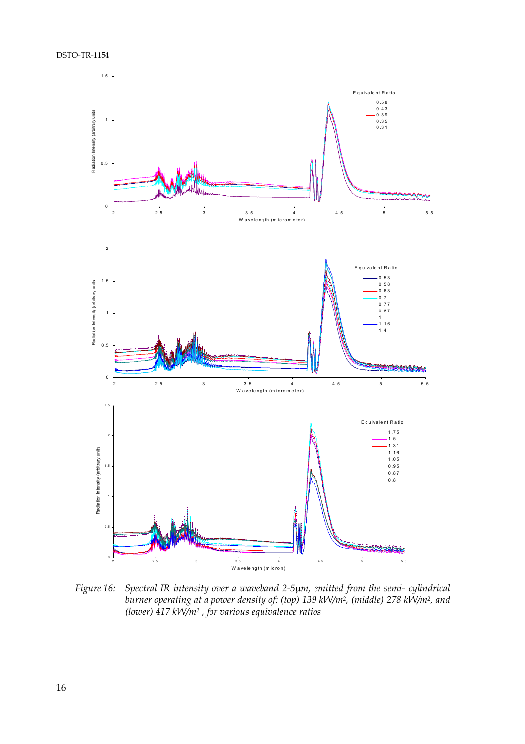*Figure 16: Spectral IR intensity over a waveband 2-5μm, emitted from the semi- cylindrical burner operating at a power density of: (top) 139 kW/m², (middle) 278 kW/m², and (lower) 417 kW/m², for various equivalence ratios*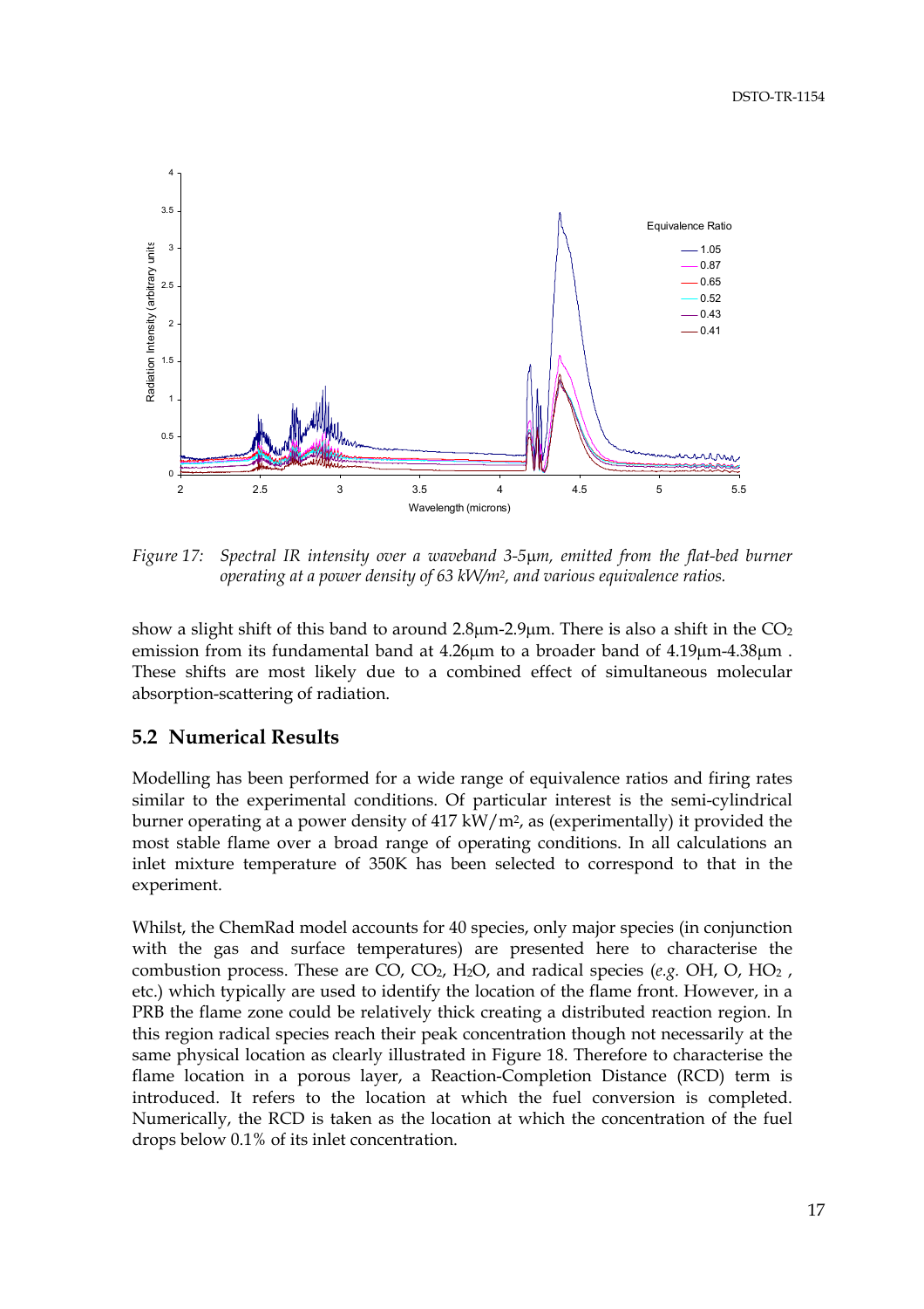*Figure 17: Spectral IR intensity over a waveband 3-5μm, emitted from the flat-bed burner operating at a power density of 63 kW/m², and various equivalence ratios.*

show a slight shift of this band to around 2.8μm-2.9μm. There is also a shift in the $CO_2$ emission from its fundamental band at 4.26μm to a broader band of 4.19μm-4.38μm . These shifts are most likely due to a combined effect of simultaneous molecular absorption-scattering of radiation.

## 5.2 Numerical Results

Modelling has been performed for a wide range of equivalence ratios and firing rates similar to the experimental conditions. Of particular interest is the semi-cylindrical burner operating at a power density of 417 kW/m², as (experimentally) it provided the most stable flame over a broad range of operating conditions. In all calculations an inlet mixture temperature of 350K has been selected to correspond to that in the experiment.

Whilst, the ChemRad model accounts for 40 species, only major species (in conjunction with the gas and surface temperatures) are presented here to characterise the combustion process. These are CO, $CO_2$, $H_2O$, and radical species (*e.g.* OH, O, $HO_2$ , etc.) which typically are used to identify the location of the flame front. However, in a PRB the flame zone could be relatively thick creating a distributed reaction region. In this region radical species reach their peak concentration though not necessarily at the same physical location as clearly illustrated in Figure 18. Therefore to characterise the flame location in a porous layer, a Reaction-Completion Distance (RCD) term is introduced. It refers to the location at which the fuel conversion is completed. Numerically, the RCD is taken as the location at which the concentration of the fuel drops below 0.1% of its inlet concentration.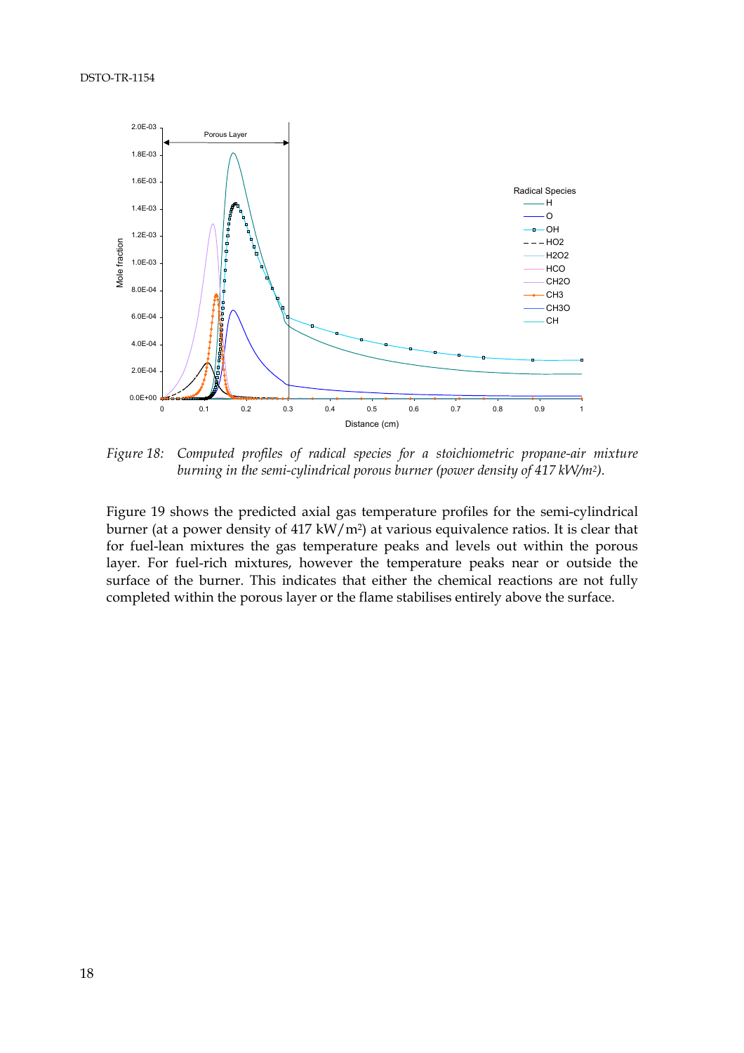*Figure 18: Computed profiles of radical species for a stoichiometric propane-air mixture burning in the semi-cylindrical porous burner (power density of 417 kW/m²).*

Figure 19 shows the predicted axial gas temperature profiles for the semi-cylindrical burner (at a power density of 417 kW/m²) at various equivalence ratios. It is clear that for fuel-lean mixtures the gas temperature peaks and levels out within the porous layer. For fuel-rich mixtures, however the temperature peaks near or outside the surface of the burner. This indicates that either the chemical reactions are not fully completed within the porous layer or the flame stabilises entirely above the surface.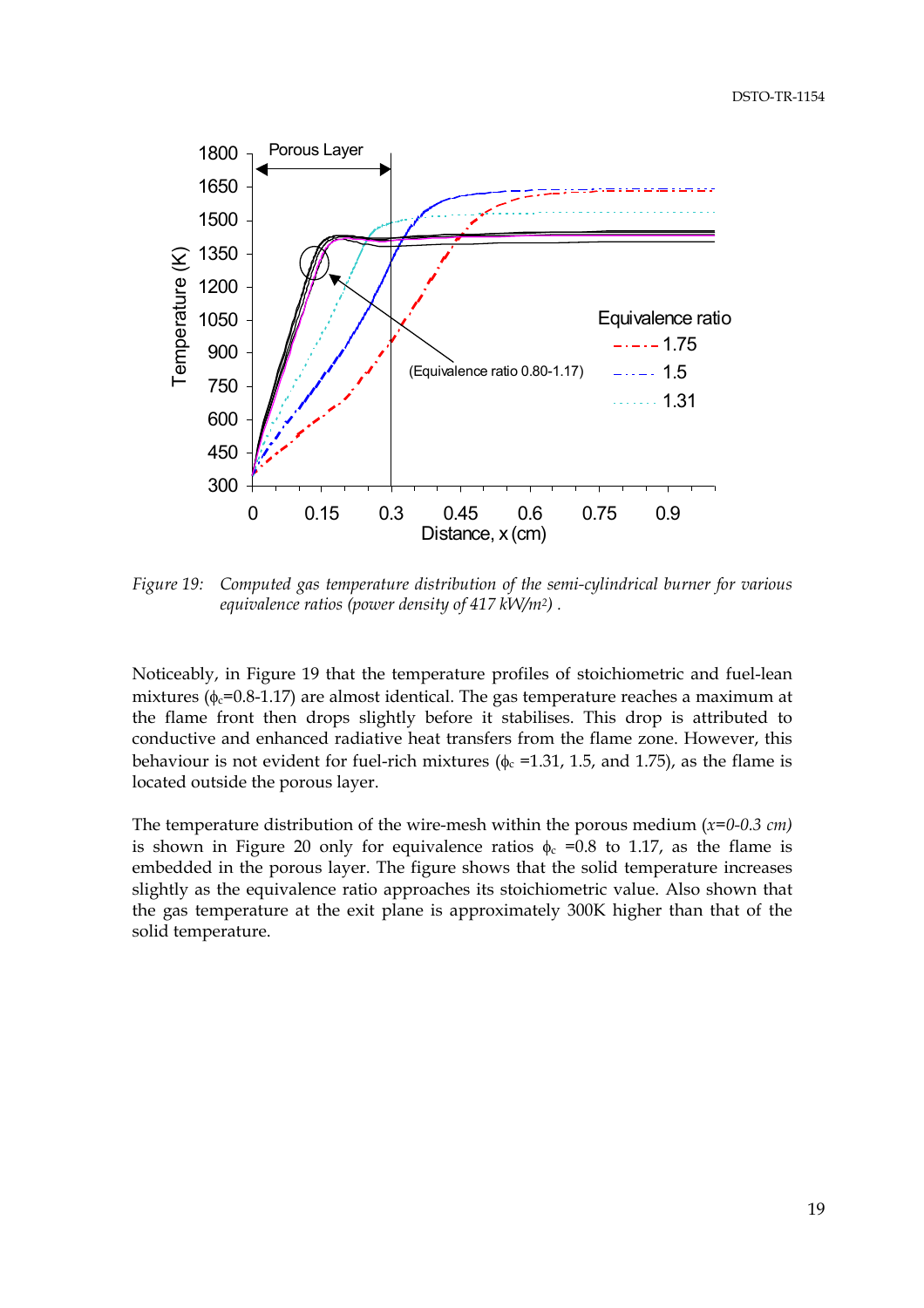*Figure 19: Computed gas temperature distribution of the semi-cylindrical burner for various equivalence ratios (power density of 417 kW/m²) .*

Noticeably, in Figure 19 that the temperature profiles of stoichiometric and fuel-lean mixtures ($\phi_c$=0.8-1.17) are almost identical. The gas temperature reaches a maximum at the flame front then drops slightly before it stabilises. This drop is attributed to conductive and enhanced radiative heat transfers from the flame zone. However, this behaviour is not evident for fuel-rich mixtures ($\phi_c$ =1.31, 1.5, and 1.75), as the flame is located outside the porous layer.

The temperature distribution of the wire-mesh within the porous medium (*x=0-0.3 cm*) is shown in Figure 20 only for equivalence ratios $\phi_c$ =0.8 to 1.17, as the flame is embedded in the porous layer. The figure shows that the solid temperature increases slightly as the equivalence ratio approaches its stoichiometric value. Also shown that the gas temperature at the exit plane is approximately 300K higher than that of the solid temperature.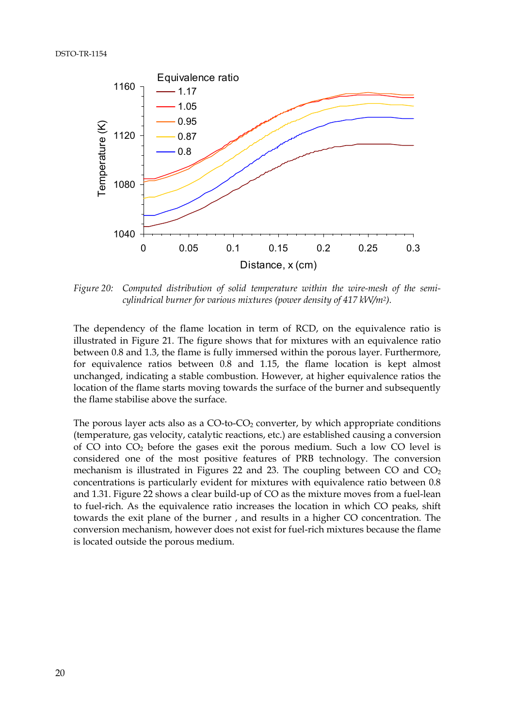Figure 20: *Computed distribution of solid temperature within the wire-mesh of the semi-cylindrical burner for various mixtures (power density of 417 kW/m²).*

The dependency of the flame location in term of RCD, on the equivalence ratio is illustrated in Figure 21. The figure shows that for mixtures with an equivalence ratio between 0.8 and 1.3, the flame is fully immersed within the porous layer. Furthermore, for equivalence ratios between 0.8 and 1.15, the flame location is kept almost unchanged, indicating a stable combustion. However, at higher equivalence ratios the location of the flame starts moving towards the surface of the burner and subsequently the flame stabilise above the surface.

The porous layer acts also as a CO-to-$CO_2$ converter, by which appropriate conditions (temperature, gas velocity, catalytic reactions, etc.) are established causing a conversion of CO into $CO_2$ before the gases exit the porous medium. Such a low CO level is considered one of the most positive features of PRB technology. The conversion mechanism is illustrated in Figures 22 and 23. The coupling between CO and $CO_2$ concentrations is particularly evident for mixtures with equivalence ratio between 0.8 and 1.31. Figure 22 shows a clear build-up of CO as the mixture moves from a fuel-lean to fuel-rich. As the equivalence ratio increases the location in which CO peaks, shift towards the exit plane of the burner , and results in a higher CO concentration. The conversion mechanism, however does not exist for fuel-rich mixtures because the flame is located outside the porous medium.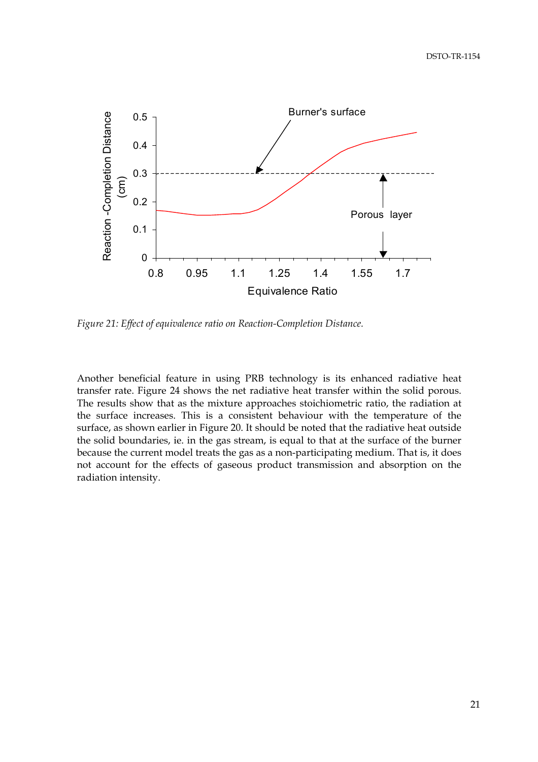Figure 21: Effect of equivalence ratio on Reaction-Completion Distance.

Another beneficial feature in using PRB technology is its enhanced radiative heat transfer rate. Figure 24 shows the net radiative heat transfer within the solid porous. The results show that as the mixture approaches stoichiometric ratio, the radiation at the surface increases. This is a consistent behaviour with the temperature of the surface, as shown earlier in Figure 20. It should be noted that the radiative heat outside the solid boundaries, ie. in the gas stream, is equal to that at the surface of the burner because the current model treats the gas as a non-participating medium. That is, it does not account for the effects of gaseous product transmission and absorption on the radiation intensity.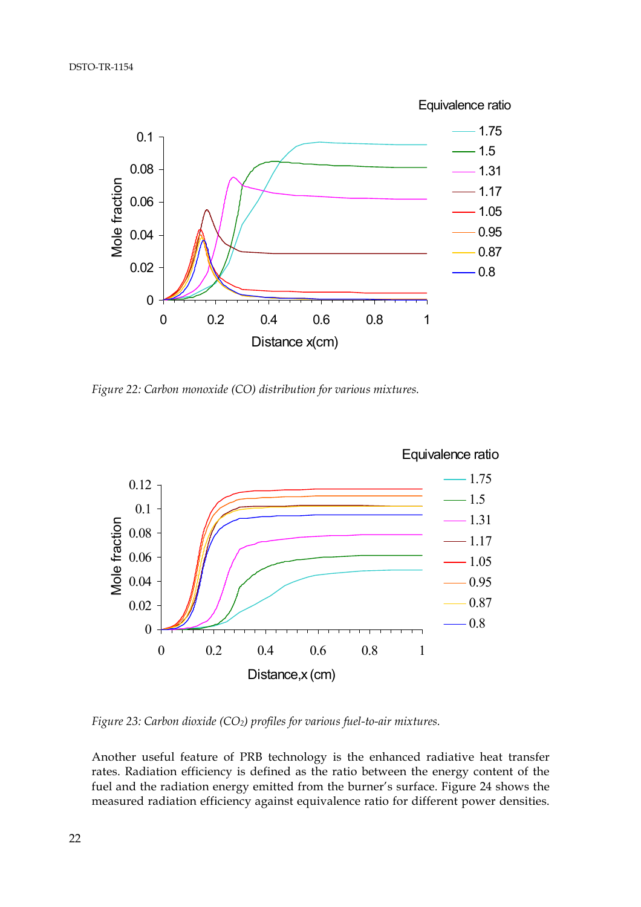*Figure 22: Carbon monoxide (CO) distribution for various mixtures.*

*Figure 23: Carbon dioxide ($CO_2$) profiles for various fuel-to-air mixtures.*

Another useful feature of PRB technology is the enhanced radiative heat transfer rates. Radiation efficiency is defined as the ratio between the energy content of the fuel and the radiation energy emitted from the burner's surface. Figure 24 shows the measured radiation efficiency against equivalence ratio for different power densities.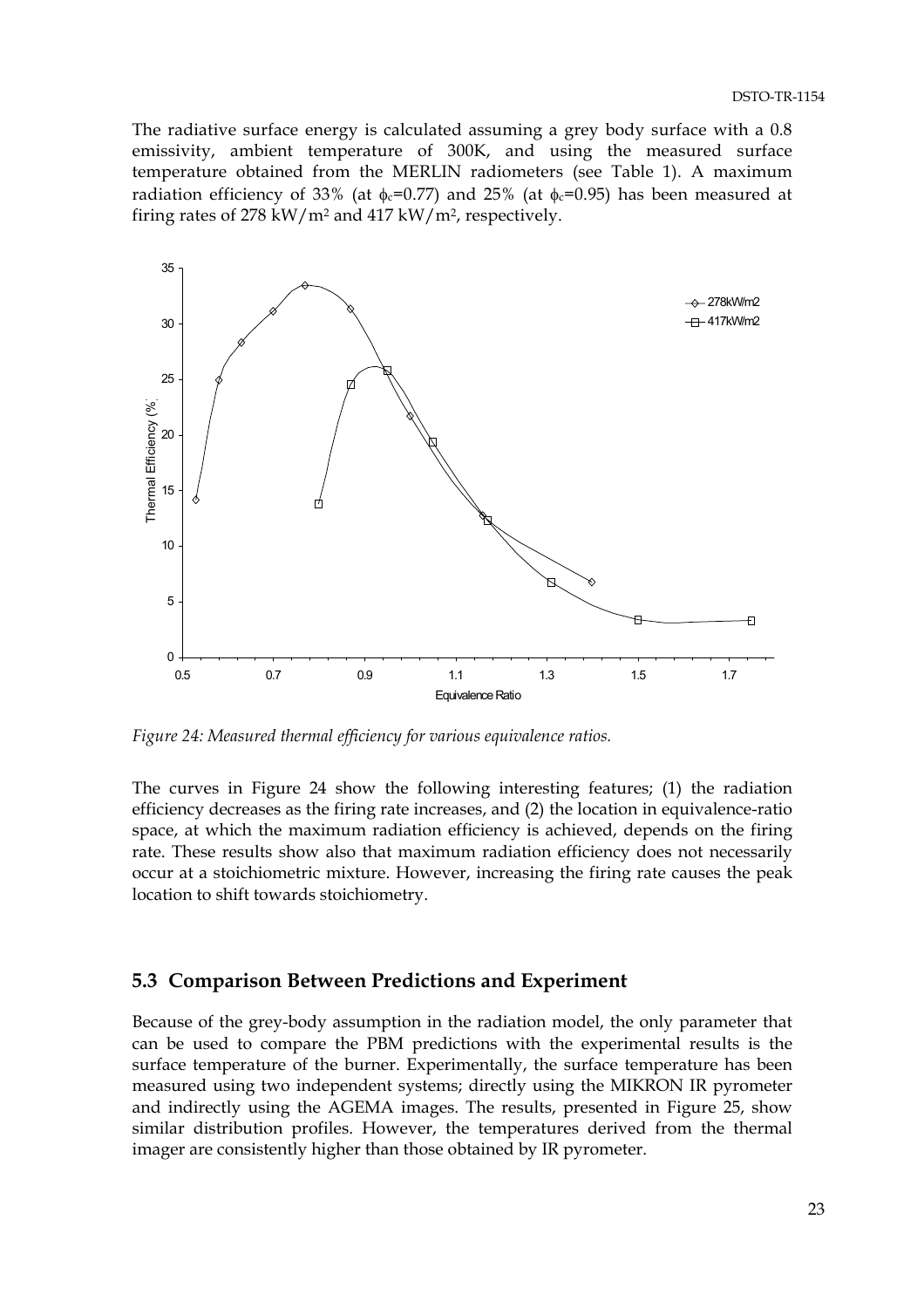The radiative surface energy is calculated assuming a grey body surface with a 0.8 emissivity, ambient temperature of 300K, and using the measured surface temperature obtained from the MERLIN radiometers (see Table 1). A maximum radiation efficiency of 33% (at $\phi_c$=0.77) and 25% (at $\phi_c$=0.95) has been measured at firing rates of 278 kW/m$^2$ and 417 kW/m$^2$, respectively.

*Figure 24: Measured thermal efficiency for various equivalence ratios.*

The curves in Figure 24 show the following interesting features; (1) the radiation efficiency decreases as the firing rate increases, and (2) the location in equivalence-ratio space, at which the maximum radiation efficiency is achieved, depends on the firing rate. These results show also that maximum radiation efficiency does not necessarily occur at a stoichiometric mixture. However, increasing the firing rate causes the peak location to shift towards stoichiometry.

## 5.3 Comparison Between Predictions and Experiment

Because of the grey-body assumption in the radiation model, the only parameter that can be used to compare the PBM predictions with the experimental results is the surface temperature of the burner. Experimentally, the surface temperature has been measured using two independent systems; directly using the MIKRON IR pyrometer and indirectly using the AGEMA images. The results, presented in Figure 25, show similar distribution profiles. However, the temperatures derived from the thermal imager are consistently higher than those obtained by IR pyrometer.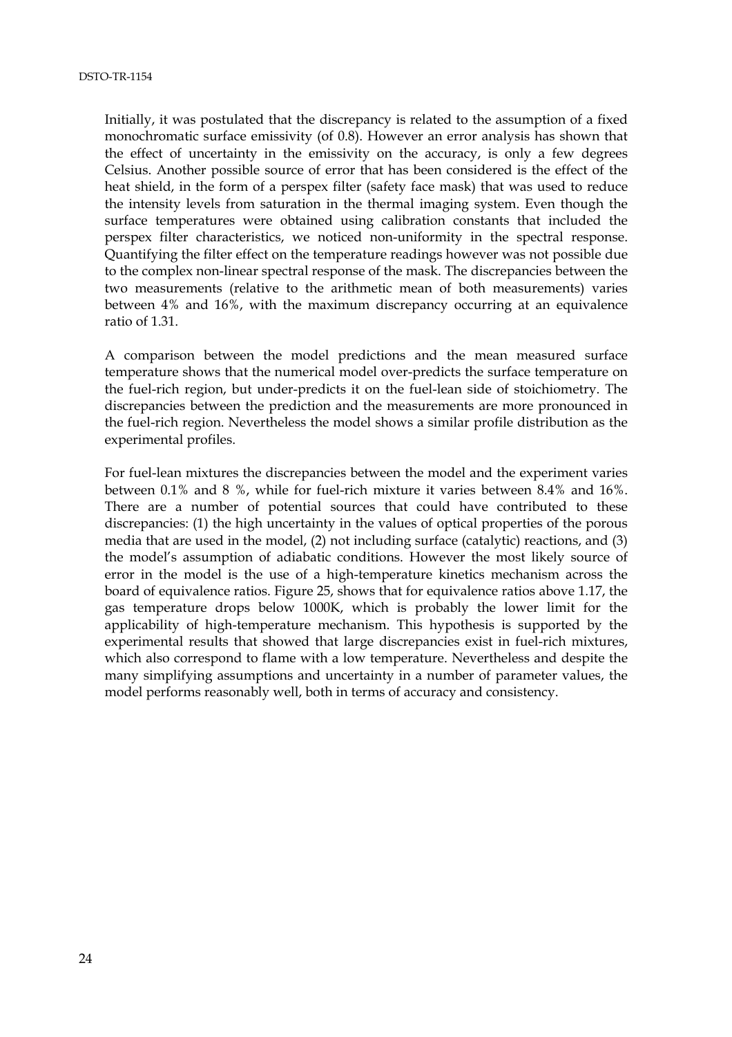Initially, it was postulated that the discrepancy is related to the assumption of a fixed monochromatic surface emissivity (of 0.8). However an error analysis has shown that the effect of uncertainty in the emissivity on the accuracy, is only a few degrees Celsius. Another possible source of error that has been considered is the effect of the heat shield, in the form of a perspex filter (safety face mask) that was used to reduce the intensity levels from saturation in the thermal imaging system. Even though the surface temperatures were obtained using calibration constants that included the perspex filter characteristics, we noticed non-uniformity in the spectral response. Quantifying the filter effect on the temperature readings however was not possible due to the complex non-linear spectral response of the mask. The discrepancies between the two measurements (relative to the arithmetic mean of both measurements) varies between 4% and 16%, with the maximum discrepancy occurring at an equivalence ratio of 1.31.

A comparison between the model predictions and the mean measured surface temperature shows that the numerical model over-predicts the surface temperature on the fuel-rich region, but under-predicts it on the fuel-lean side of stoichiometry. The discrepancies between the prediction and the measurements are more pronounced in the fuel-rich region. Nevertheless the model shows a similar profile distribution as the experimental profiles.

For fuel-lean mixtures the discrepancies between the model and the experiment varies between 0.1% and 8 %, while for fuel-rich mixture it varies between 8.4% and 16%. There are a number of potential sources that could have contributed to these discrepancies: (1) the high uncertainty in the values of optical properties of the porous media that are used in the model, (2) not including surface (catalytic) reactions, and (3) the model's assumption of adiabatic conditions. However the most likely source of error in the model is the use of a high-temperature kinetics mechanism across the board of equivalence ratios. Figure 25, shows that for equivalence ratios above 1.17, the gas temperature drops below 1000K, which is probably the lower limit for the applicability of high-temperature mechanism. This hypothesis is supported by the experimental results that showed that large discrepancies exist in fuel-rich mixtures, which also correspond to flame with a low temperature. Nevertheless and despite the many simplifying assumptions and uncertainty in a number of parameter values, the model performs reasonably well, both in terms of accuracy and consistency.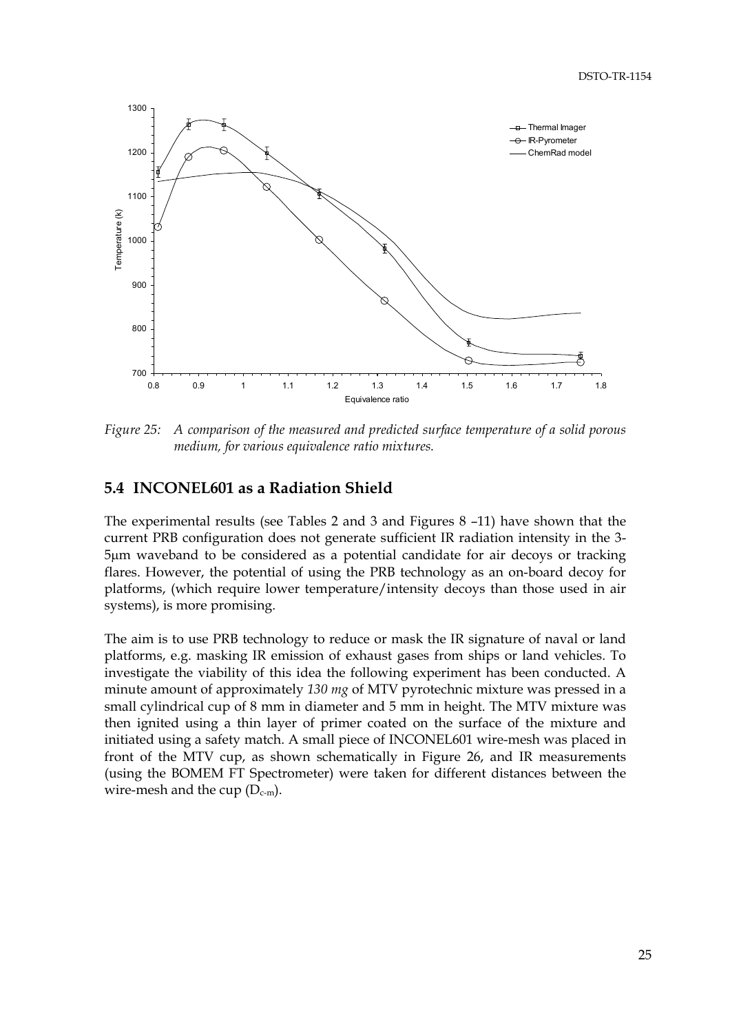*Figure 25: A comparison of the measured and predicted surface temperature of a solid porous medium, for various equivalence ratio mixtures.*

## 5.4 INCONEL601 as a Radiation Shield

The experimental results (see Tables 2 and 3 and Figures 8 –11) have shown that the current PRB configuration does not generate sufficient IR radiation intensity in the 3-5μm waveband to be considered as a potential candidate for air decoys or tracking flares. However, the potential of using the PRB technology as an on-board decoy for platforms, (which require lower temperature/intensity decoys than those used in air systems), is more promising.

The aim is to use PRB technology to reduce or mask the IR signature of naval or land platforms, e.g. masking IR emission of exhaust gases from ships or land vehicles. To investigate the viability of this idea the following experiment has been conducted. A minute amount of approximately *130 mg* of MTV pyrotechnic mixture was pressed in a small cylindrical cup of 8 mm in diameter and 5 mm in height. The MTV mixture was then ignited using a thin layer of primer coated on the surface of the mixture and initiated using a safety match. A small piece of INCONEL601 wire-mesh was placed in front of the MTV cup, as shown schematically in Figure 26, and IR measurements (using the BOMEM FT Spectrometer) were taken for different distances between the wire-mesh and the cup ($D_{c\text{-}m}$).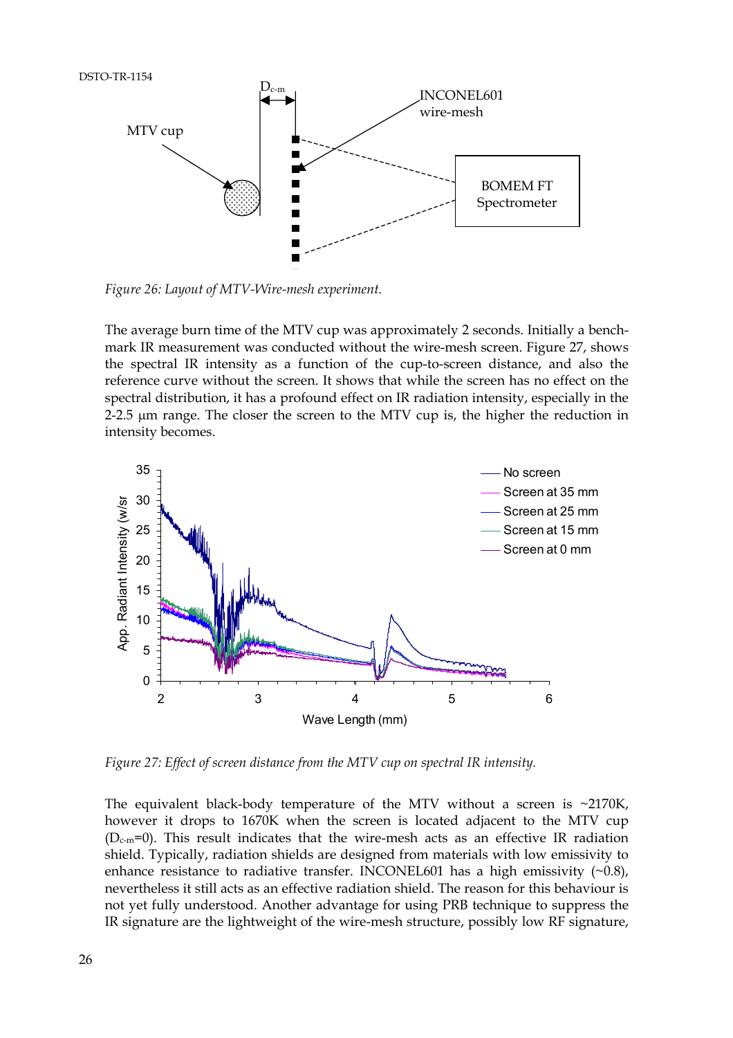*Figure 26: Layout of MTV-Wire-mesh experiment.*

The average burn time of the MTV cup was approximately 2 seconds. Initially a bench-mark IR measurement was conducted without the wire-mesh screen. Figure 27, shows the spectral IR intensity as a function of the cup-to-screen distance, and also the reference curve without the screen. It shows that while the screen has no effect on the spectral distribution, it has a profound effect on IR radiation intensity, especially in the 2-2.5 μm range. The closer the screen to the MTV cup is, the higher the reduction in intensity becomes.

*Figure 27: Effect of screen distance from the MTV cup on spectral IR intensity.*

The equivalent black-body temperature of the MTV without a screen is ~2170K, however it drops to 1670K when the screen is located adjacent to the MTV cup ($D_{c-m}$=0). This result indicates that the wire-mesh acts as an effective IR radiation shield. Typically, radiation shields are designed from materials with low emissivity to enhance resistance to radiative transfer. INCONEL601 has a high emissivity (~0.8), nevertheless it still acts as an effective radiation shield. The reason for this behaviour is not yet fully understood. Another advantage for using PRB technique to suppress the IR signature are the lightweight of the wire-mesh structure, possibly low RF signature,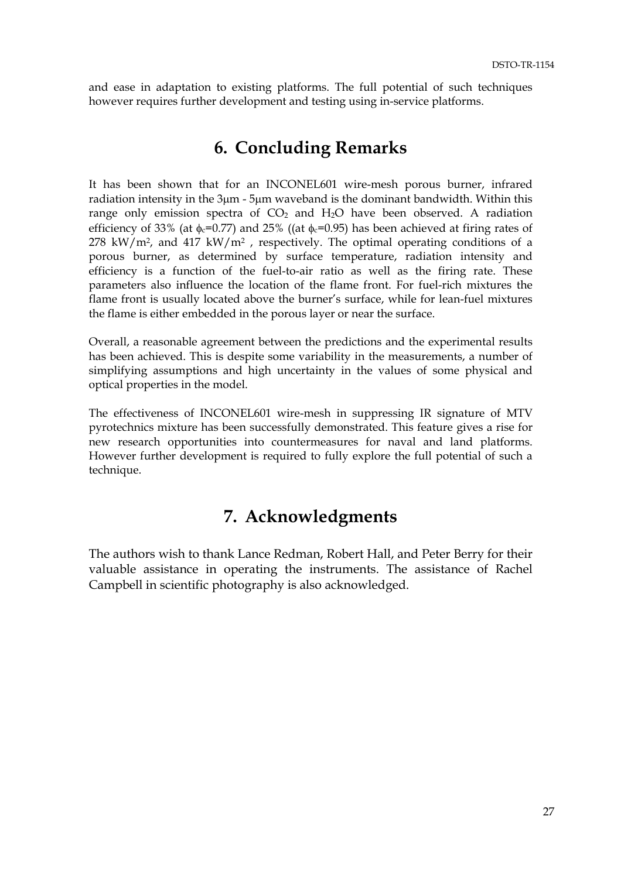and ease in adaptation to existing platforms. The full potential of such techniques however requires further development and testing using in-service platforms.

# 6. Concluding Remarks

It has been shown that for an INCONEL601 wire-mesh porous burner, infrared radiation intensity in the 3μm - 5μm waveband is the dominant bandwidth. Within this range only emission spectra of $CO_2$ and $H_2O$ have been observed. A radiation efficiency of 33% (at $\phi_c$=0.77) and 25% ((at $\phi_c$=0.95) has been achieved at firing rates of 278 kW/m$^2$, and 417 kW/m$^2$ , respectively. The optimal operating conditions of a porous burner, as determined by surface temperature, radiation intensity and efficiency is a function of the fuel-to-air ratio as well as the firing rate. These parameters also influence the location of the flame front. For fuel-rich mixtures the flame front is usually located above the burner's surface, while for lean-fuel mixtures the flame is either embedded in the porous layer or near the surface.

Overall, a reasonable agreement between the predictions and the experimental results has been achieved. This is despite some variability in the measurements, a number of simplifying assumptions and high uncertainty in the values of some physical and optical properties in the model.

The effectiveness of INCONEL601 wire-mesh in suppressing IR signature of MTV pyrotechnics mixture has been successfully demonstrated. This feature gives a rise for new research opportunities into countermeasures for naval and land platforms. However further development is required to fully explore the full potential of such a technique.

# 7. Acknowledgments

The authors wish to thank Lance Redman, Robert Hall, and Peter Berry for their valuable assistance in operating the instruments. The assistance of Rachel Campbell in scientific photography is also acknowledged.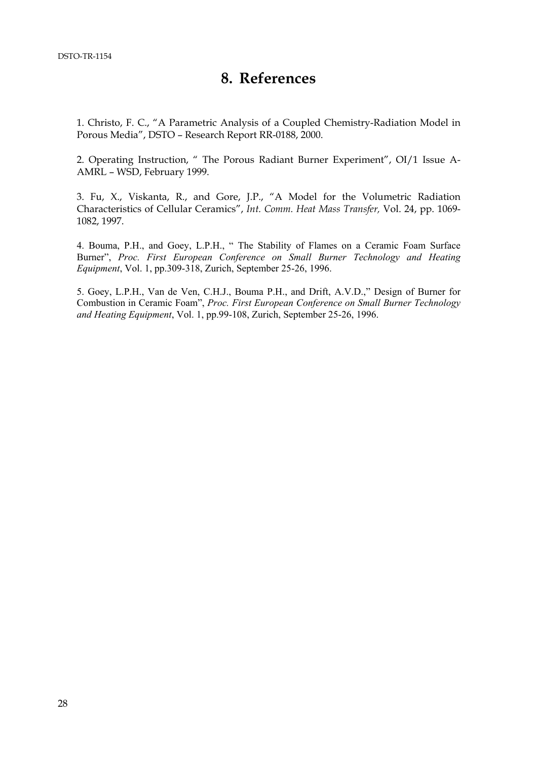# 8. References

1. Christo, F. C., "A Parametric Analysis of a Coupled Chemistry-Radiation Model in Porous Media", DSTO – Research Report RR-0188, 2000.

2. Operating Instruction, " The Porous Radiant Burner Experiment", OI/1 Issue A-AMRL – WSD, February 1999.

3. Fu, X., Viskanta, R., and Gore, J.P., "A Model for the Volumetric Radiation Characteristics of Cellular Ceramics", *Int. Comm. Heat Mass Transfer,* Vol. 24, pp. 1069-1082, 1997.

4. Bouma, P.H., and Goey, L.P.H., " The Stability of Flames on a Ceramic Foam Surface Burner", *Proc. First European Conference on Small Burner Technology and Heating Equipment*, Vol. 1, pp.309-318, Zurich, September 25-26, 1996.

5. Goey, L.P.H., Van de Ven, C.H.J., Bouma P.H., and Drift, A.V.D.," Design of Burner for Combustion in Ceramic Foam", *Proc. First European Conference on Small Burner Technology and Heating Equipment*, Vol. 1, pp.99-108, Zurich, September 25-26, 1996.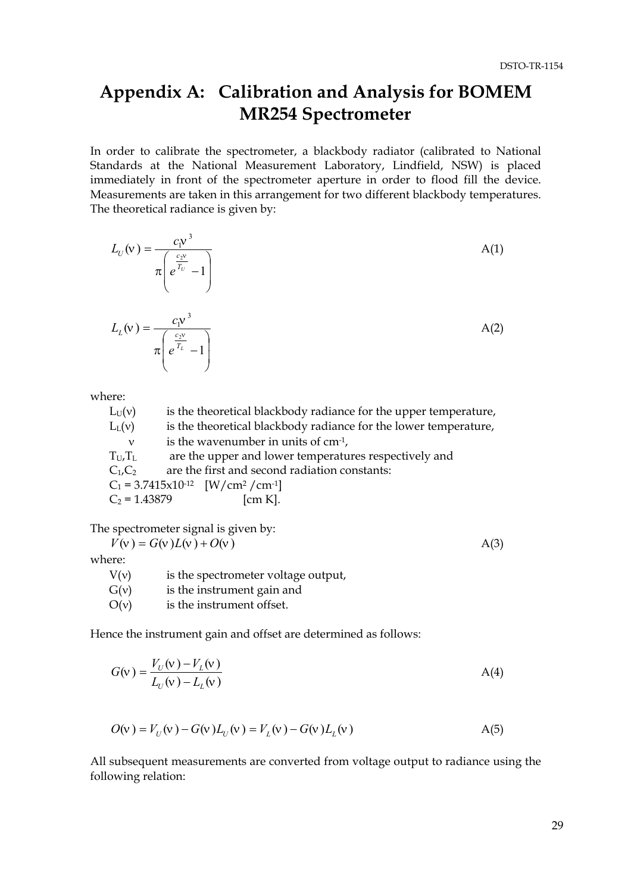# Appendix A: Calibration and Analysis for BOMEM MR254 Spectrometer

In order to calibrate the spectrometer, a blackbody radiator (calibrated to National Standards at the National Measurement Laboratory, Lindfield, NSW) is placed immediately in front of the spectrometer aperture in order to flood fill the device. Measurements are taken in this arrangement for two different blackbody temperatures. The theoretical radiance is given by:

$$L_U(\nu) = \frac{c_1 \nu^3}{\pi \left( e^{\frac{c_2 \nu}{T_U}} - 1 \right)} \qquad \text{A(1)}$$

$$L_L(\nu) = \frac{c_1 \nu^3}{\pi \left( e^{\frac{c_2 \nu}{T_L}} - 1 \right)} \qquad \text{A(2)}$$

where:

- $L_U(\nu)$ is the theoretical blackbody radiance for the upper temperature,
- $L_L(\nu)$ is the theoretical blackbody radiance for the lower temperature,
- $\nu$ is the wavenumber in units of $cm^{-1}$,
- $T_U, T_L$ are the upper and lower temperatures respectively and
- $C_1, C_2$ are the first and second radiation constants:
- $C_1 = 3.7415 \times 10^{-12}$ [W/cm² /cm⁻¹]
- $C_2 = 1.43879$ [cm K].

The spectrometer signal is given by:

$$V(\nu) = G(\nu)L(\nu) + O(\nu) \qquad \text{A(3)}$$

where:

- $V(\nu)$ is the spectrometer voltage output,
- $G(\nu)$ is the instrument gain and
- $O(\nu)$ is the instrument offset.

Hence the instrument gain and offset are determined as follows:

$$G(\nu) = \frac{V_U(\nu) - V_L(\nu)}{L_U(\nu) - L_L(\nu)} \qquad \text{A(4)}$$

$$O(\nu) = V_U(\nu) - G(\nu)L_U(\nu) = V_L(\nu) - G(\nu)L_L(\nu) \qquad \text{A(5)}$$

All subsequent measurements are converted from voltage output to radiance using the following relation: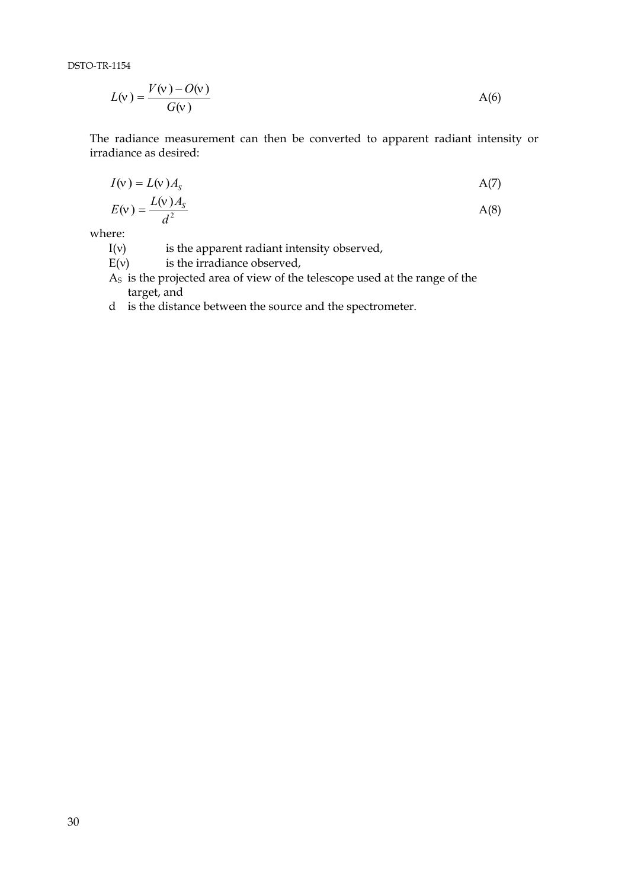$$L(\nu) = \frac{V(\nu) - O(\nu)}{G(\nu)} \qquad \text{A(6)}$$

The radiance measurement can then be converted to apparent radiant intensity or irradiance as desired:

$$I(\nu) = L(\nu) A_S \qquad \text{A(7)}$$

$$E(\nu) = \frac{L(\nu) A_S}{d^2} \qquad \text{A(8)}$$

where:

- $I(\nu)$ is the apparent radiant intensity observed,
- $E(\nu)$ is the irradiance observed,
- $A_S$ is the projected area of view of the telescope used at the range of the target, and
- $d$ is the distance between the source and the spectrometer.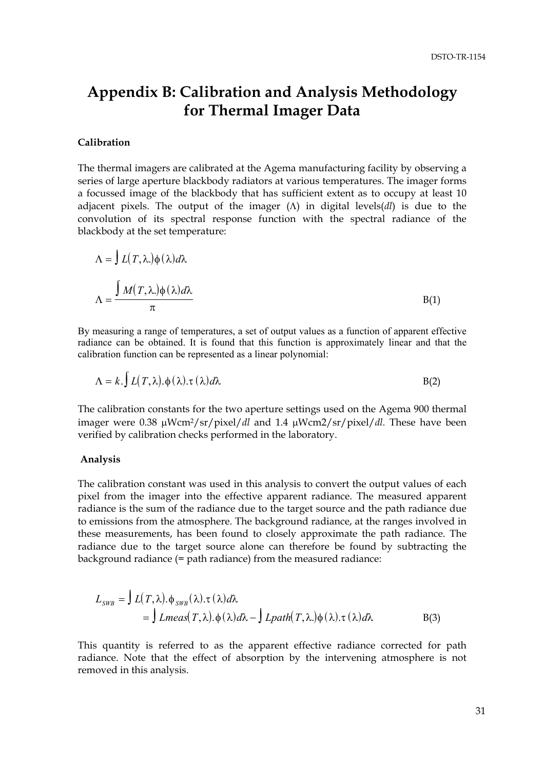# Appendix B: Calibration and Analysis Methodology for Thermal Imager Data

**Calibration**

The thermal imagers are calibrated at the Agema manufacturing facility by observing a series of large aperture blackbody radiators at various temperatures. The imager forms a focussed image of the blackbody that has sufficient extent as to occupy at least 10 adjacent pixels. The output of the imager ($\Lambda$) in digital levels(*dl*) is due to the convolution of its spectral response function with the spectral radiance of the blackbody at the set temperature:

$$\Lambda = \int L(T,\lambda.)\phi(\lambda)d\lambda$$

$$\Lambda = \frac{\int M(T,\lambda.)\phi(\lambda)d\lambda}{\pi} \qquad \text{B(1)}$$

By measuring a range of temperatures, a set of output values as a function of apparent effective radiance can be obtained. It is found that this function is approximately linear and that the calibration function can be represented as a linear polynomial:

$$\Lambda = k.\int L(T,\lambda).\phi(\lambda).\tau(\lambda)d\lambda \qquad \text{B(2)}$$

The calibration constants for the two aperture settings used on the Agema 900 thermal imager were 0.38 μWcm$^2$/sr/pixel/*dl* and 1.4 μWcm2/sr/pixel/*dl*. These have been verified by calibration checks performed in the laboratory.

**Analysis**

The calibration constant was used in this analysis to convert the output values of each pixel from the imager into the effective apparent radiance. The measured apparent radiance is the sum of the radiance due to the target source and the path radiance due to emissions from the atmosphere. The background radiance, at the ranges involved in these measurements, has been found to closely approximate the path radiance. The radiance due to the target source alone can therefore be found by subtracting the background radiance (= path radiance) from the measured radiance:

$$\begin{aligned} L_{SWB} &= \int L(T,\lambda).\phi_{SWB}(\lambda).\tau(\lambda)d\lambda \\ &= \int Lmeas(T,\lambda).\phi(\lambda)d\lambda - \int Lpath(T,\lambda.)\phi(\lambda).\tau(\lambda)d\lambda \end{aligned} \qquad \text{B(3)}$$

This quantity is referred to as the apparent effective radiance corrected for path radiance. Note that the effect of absorption by the intervening atmosphere is not removed in this analysis.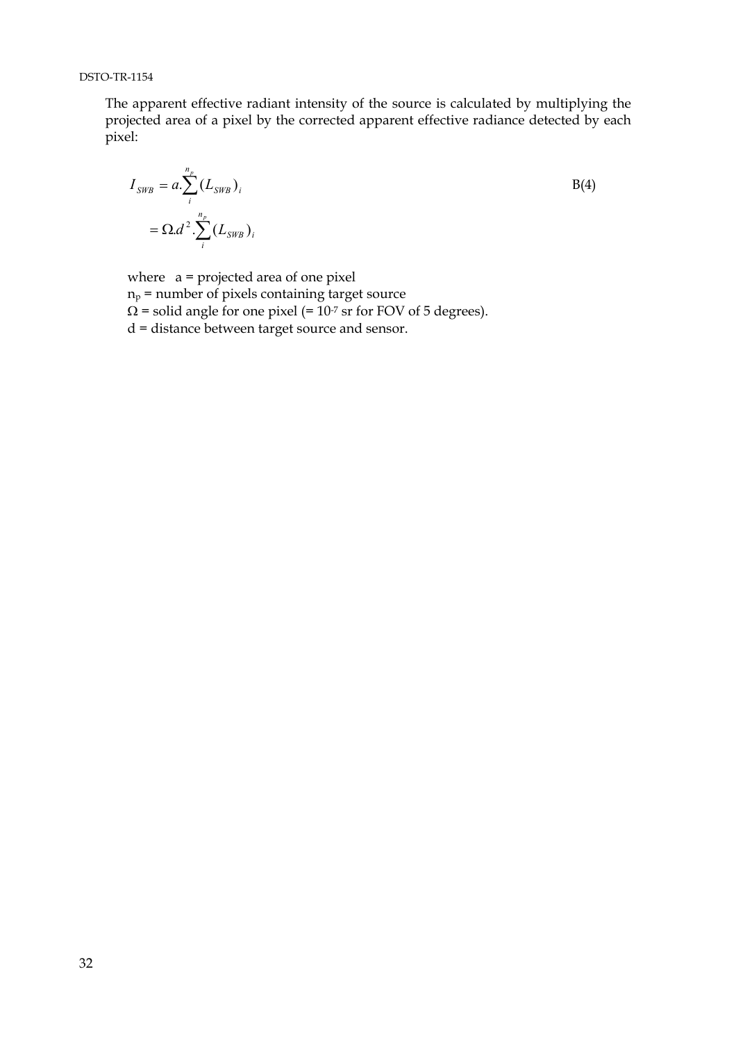The apparent effective radiant intensity of the source is calculated by multiplying the projected area of a pixel by the corrected apparent effective radiance detected by each pixel:

$$
\begin{aligned}
I_{SWB} &= a.\sum_{i}^{n_p}(L_{SWB})_i \\
&= \Omega.d^2.\sum_{i}^{n_p}(L_{SWB})_i
\end{aligned}
\qquad \text{B(4)}
$$

where $a$ = projected area of one pixel
$n_p$ = number of pixels containing target source
$\Omega$ = solid angle for one pixel (= $10^{-7}$ sr for FOV of 5 degrees).
$d$ = distance between target source and sensor.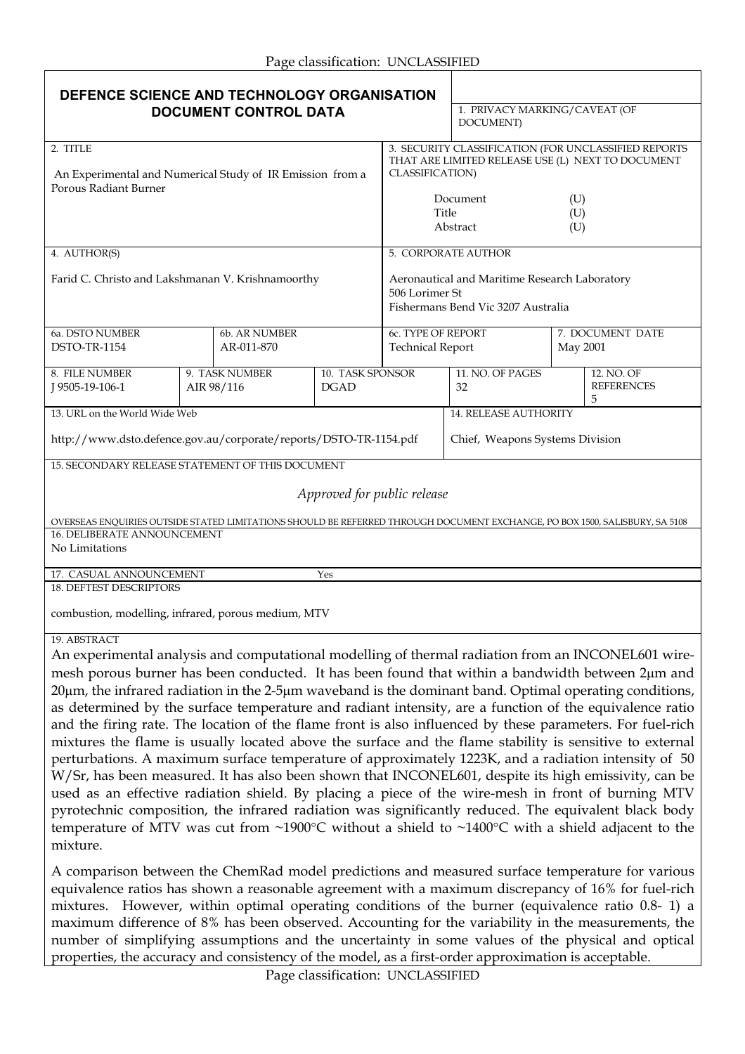**DEFENCE SCIENCE AND TECHNOLOGY ORGANISATION**
**DOCUMENT CONTROL DATA**

1. PRIVACY MARKING/CAVEAT (OF DOCUMENT)

| | |
|---|---|
| 2. TITLE<br><br>An Experimental and Numerical Study of IR Emission from a Porous Radiant Burner | 3. SECURITY CLASSIFICATION (FOR UNCLASSIFIED REPORTS THAT ARE LIMITED RELEASE USE (L) NEXT TO DOCUMENT CLASSIFICATION)<br><br>Document (U)<br>Title (U)<br>Abstract (U) |
| 4. AUTHOR(S)<br><br>Farid C. Christo and Lakshmanan V. Krishnamoorthy | 5. CORPORATE AUTHOR<br><br>Aeronautical and Maritime Research Laboratory<br>506 Lorimer St<br>Fishermans Bend Vic 3207 Australia |

| 6a. DSTO NUMBER | 6b. AR NUMBER | 6c. TYPE OF REPORT | 7. DOCUMENT DATE |
|---|---|---|---|
| DSTO-TR-1154 | AR-011-870 | Technical Report | May 2001 |

| 8. FILE NUMBER | 9. TASK NUMBER | 10. TASK SPONSOR | 11. NO. OF PAGES | 12. NO. OF REFERENCES |
|---|---|---|---|---|
| J 9505-19-106-1 | AIR 98/116 | DGAD | 32 | 5 |

| 13. URL on the World Wide Web | 14. RELEASE AUTHORITY |
|---|---|
| http://www.dsto.defence.gov.au/corporate/reports/DSTO-TR-1154.pdf | Chief, Weapons Systems Division |

15. SECONDARY RELEASE STATEMENT OF THIS DOCUMENT

*Approved for public release*

OVERSEAS ENQUIRIES OUTSIDE STATED LIMITATIONS SHOULD BE REFERRED THROUGH DOCUMENT EXCHANGE, PO BOX 1500, SALISBURY, SA 5108

16. DELIBERATE ANNOUNCEMENT

No Limitations

17. CASUAL ANNOUNCEMENT Yes

18. DEFTEST DESCRIPTORS

combustion, modelling, infrared, porous medium, MTV

19. ABSTRACT

An experimental analysis and computational modelling of thermal radiation from an INCONEL601 wire-mesh porous burner has been conducted. It has been found that within a bandwidth between 2μm and 20μm, the infrared radiation in the 2-5μm waveband is the dominant band. Optimal operating conditions, as determined by the surface temperature and radiant intensity, are a function of the equivalence ratio and the firing rate. The location of the flame front is also influenced by these parameters. For fuel-rich mixtures the flame is usually located above the surface and the flame stability is sensitive to external perturbations. A maximum surface temperature of approximately 1223K, and a radiation intensity of 50 W/Sr, has been measured. It has also been shown that INCONEL601, despite its high emissivity, can be used as an effective radiation shield. By placing a piece of the wire-mesh in front of burning MTV pyrotechnic composition, the infrared radiation was significantly reduced. The equivalent black body temperature of MTV was cut from ~1900°C without a shield to ~1400°C with a shield adjacent to the mixture.

A comparison between the ChemRad model predictions and measured surface temperature for various equivalence ratios has shown a reasonable agreement with a maximum discrepancy of 16% for fuel-rich mixtures. However, within optimal operating conditions of the burner (equivalence ratio 0.8- 1) a maximum difference of 8% has been observed. Accounting for the variability in the measurements, the number of simplifying assumptions and the uncertainty in some values of the physical and optical properties, the accuracy and consistency of the model, as a first-order approximation is acceptable.